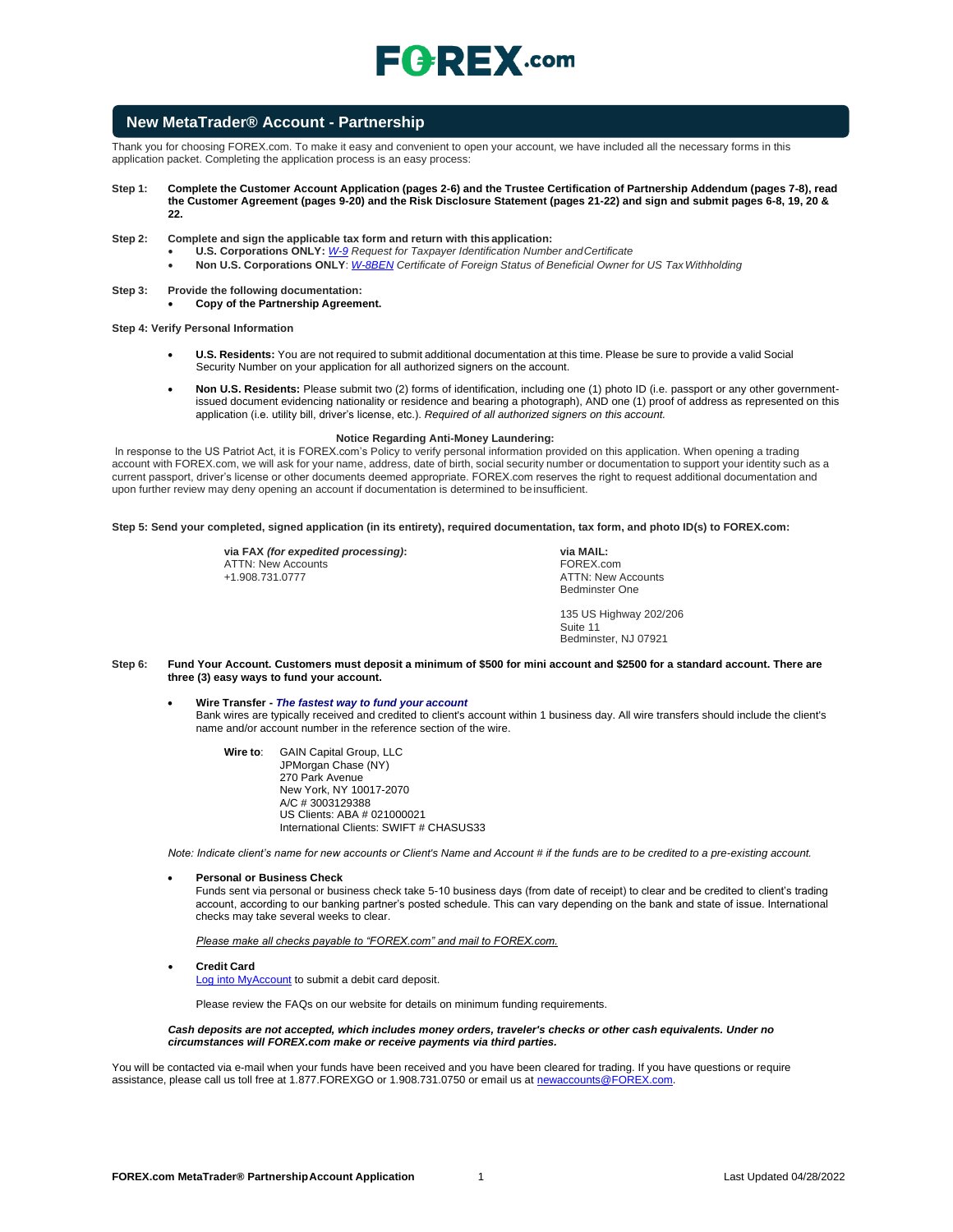# FOREX.com

## New MetaTrader® Account - Partnership

Thank you for choosing FOREX.com. To make it easy and convenient to open your account, we have included all the necessary forms in this application packet. Completing the application process is an easy process:

**Step 1: Complete the Customer Account Application (pages 2-6) and the Trustee Certification of Partnership Addendum (pages 7-8), read the Customer Agreement (pages 9-20) and the Risk Disclosure Statement (pages 21-22) and sign and submit pages 6-8, 19, 20 & 22.**

**Step 2: Complete and sign the applicable tax form and return with this application:**

- **U.S. Corporations ONLY:** *W-9 Request for Taxpayer Identification Number and Certificate*
- **Non U.S. Corporations ONLY**: *W-8BEN Certificate of Foreign Status of Beneficial Owner for US Tax Withholding*

**Step 3: Provide the following documentation:**

- **Copy of the Partnership Agreement.**

**Step 4: Verify Personal Information**

- **U.S. Residents:** You are not required to submit additional documentation at this time. Please be sure to provide a valid Social Security Number on your application for all authorized signers on the account.
- **Non U.S. Residents:** Please submit two (2) forms of identification, including one (1) photo ID (i.e. passport or any other government-issued document evidencing nationality or residence and bearing a photograph), AND one (1) proof of address as represented on this application (i.e. utility bill, driver's license, etc.). *Required of all authorized signers on this account.*

**Notice Regarding Anti-Money Laundering:**

In response to the US Patriot Act, it is FOREX.com's Policy to verify personal information provided on this application. When opening a trading account with FOREX.com, we will ask for your name, address, date of birth, social security number or documentation to support your identity such as a current passport, driver's license or other documents deemed appropriate. FOREX.com reserves the right to request additional documentation and upon further review may deny opening an account if documentation is determined to be insufficient.

**Step 5: Send your completed, signed application (in its entirety), required documentation, tax form, and photo ID(s) to FOREX.com:**

**via FAX** ***(for expedited processing)*****:**
ATTN: New Accounts
+1.908.731.0777

**via MAIL:**
FOREX.com
ATTN: New Accounts
Bedminster One

135 US Highway 202/206
Suite 11
Bedminster, NJ 07921

**Step 6: Fund Your Account. Customers must deposit a minimum of $500 for mini account and $2500 for a standard account. There are three (3) easy ways to fund your account.**

- **Wire Transfer -** ***The fastest way to fund your account***
  Bank wires are typically received and credited to client's account within 1 business day. All wire transfers should include the client's name and/or account number in the reference section of the wire.

  **Wire to**: GAIN Capital Group, LLC
  JPMorgan Chase (NY)
  270 Park Avenue
  New York, NY 10017-2070
  A/C # 3003129388
  US Clients: ABA # 021000021
  International Clients: SWIFT # CHASUS33

*Note: Indicate client's name for new accounts or Client's Name and Account # if the funds are to be credited to a pre-existing account.*

- **Personal or Business Check**
  Funds sent via personal or business check take 5-10 business days (from date of receipt) to clear and be credited to client's trading account, according to our banking partner's posted schedule. This can vary depending on the bank and state of issue. International checks may take several weeks to clear.

  *Please make all checks payable to "FOREX.com" and mail to FOREX.com.*

- **Credit Card**
  Log into MyAccount to submit a debit card deposit.

  Please review the FAQs on our website for details on minimum funding requirements.

***Cash deposits are not accepted, which includes money orders, traveler's checks or other cash equivalents. Under no circumstances will FOREX.com make or receive payments via third parties.***

You will be contacted via e-mail when your funds have been received and you have been cleared for trading. If you have questions or require assistance, please call us toll free at 1.877.FOREXGO or 1.908.731.0750 or email us at newaccounts@FOREX.com.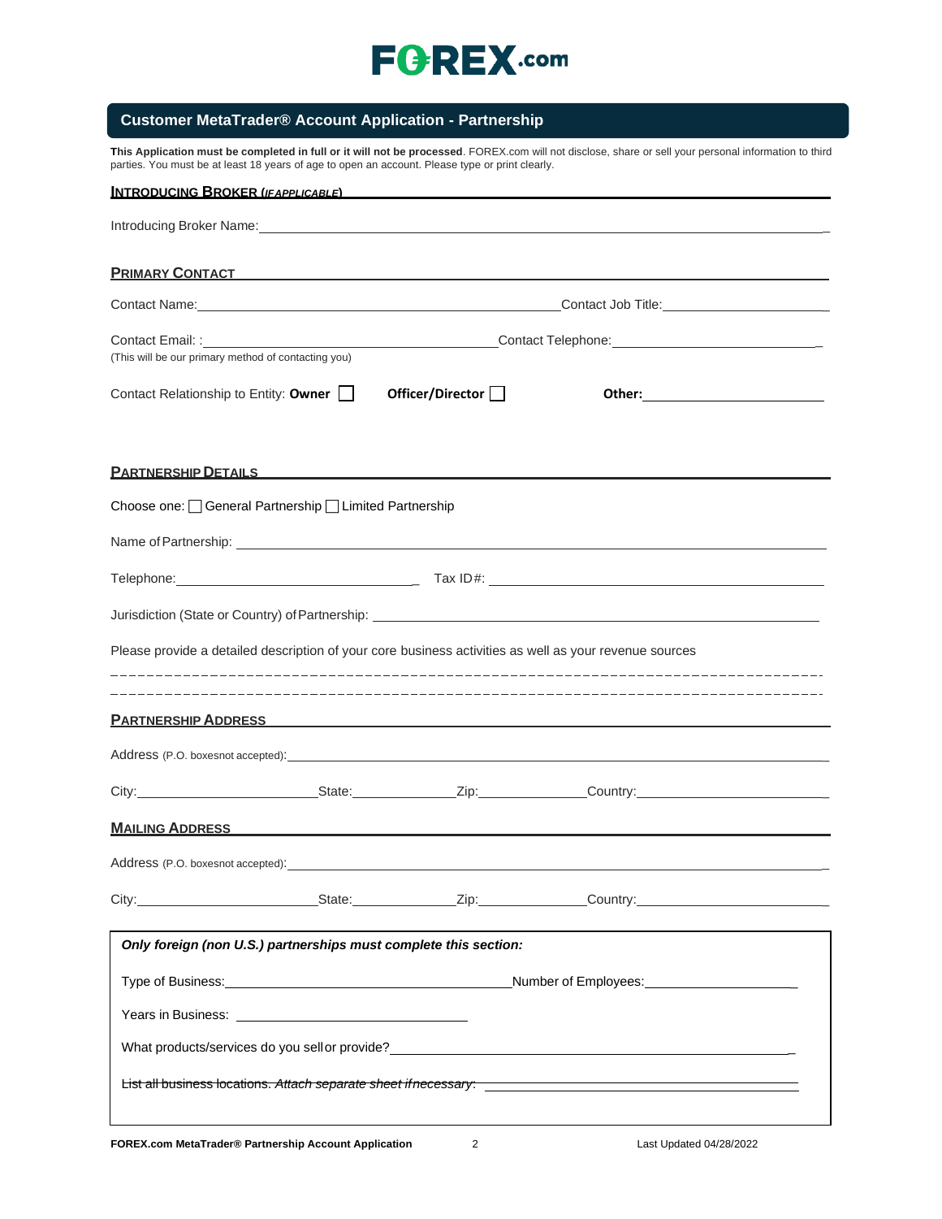FOREX.com

## Customer MetaTrader® Account Application - Partnership

**This Application must be completed in full or it will not be processed**. FOREX.com will not disclose, share or sell your personal information to third parties. You must be at least 18 years of age to open an account. Please type or print clearly.

### INTRODUCING BROKER (*IF APPLICABLE*)

Introducing Broker Name: ______________________________

### PRIMARY CONTACT

Contact Name: ______________________________ Contact Job Title: ______________________________

Contact Email: : ______________________________ Contact Telephone: ______________________________
(This will be our primary method of contacting you)

Contact Relationship to Entity: **Owner** ☐ **Officer/Director** ☐ **Other:** ______________________________

### PARTNERSHIP DETAILS

Choose one: ☐ General Partnership ☐ Limited Partnership

Name of Partnership: ______________________________

Telephone: ______________________________ Tax ID#: ______________________________

Jurisdiction (State or Country) of Partnership: ______________________________

Please provide a detailed description of your core business activities as well as your revenue sources

______________________________

______________________________

### PARTNERSHIP ADDRESS

Address (P.O. boxes not accepted): ______________________________

City: ______________ State: ______________ Zip: ______________ Country: ______________

### MAILING ADDRESS

Address (P.O. boxes not accepted): ______________________________

City: ______________ State: ______________ Zip: ______________ Country: ______________

***Only foreign (non U.S.) partnerships must complete this section:***

Type of Business: ______________________________ Number of Employees: ______________________________

Years in Business: ______________________________

What products/services do you sell or provide? ______________________________

~~List all business locations. *Attach separate sheet if necessary*:~~ ______________________________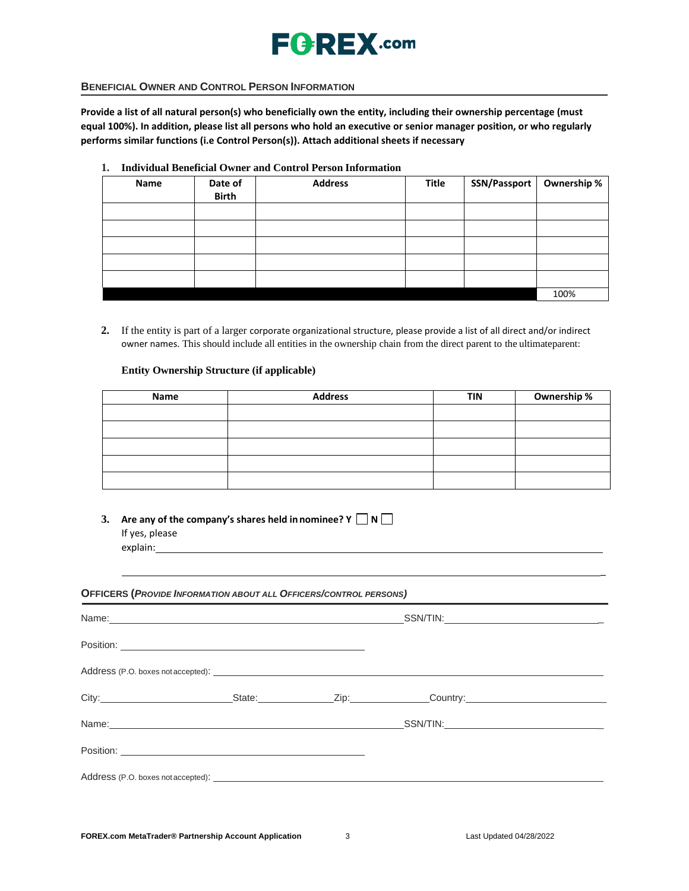## BENEFICIAL OWNER AND CONTROL PERSON INFORMATION

**Provide a list of all natural person(s) who beneficially own the entity, including their ownership percentage (must equal 100%). In addition, please list all persons who hold an executive or senior manager position, or who regularly performs similar functions (i.e Control Person(s)). Attach additional sheets if necessary**

**1. Individual Beneficial Owner and Control Person Information**

| Name | Date of Birth | Address | Title | SSN/Passport | Ownership % |
|---|---|---|---|---|---|
| | | | | | |
| | | | | | |
| | | | | | |
| | | | | | |
| | | | | | |
| | | | | | 100% |

**2.** If the entity is part of a larger corporate organizational structure, please provide a list of all direct and/or indirect owner names. This should include all entities in the ownership chain from the direct parent to the ultimateparent:

**Entity Ownership Structure (if applicable)**

| Name | Address | TIN | Ownership % |
|---|---|---|---|
| | | | |
| | | | |
| | | | |
| | | | |
| | | | |

**3. Are any of the company's shares held in nominee? Y ☐ N ☐**
If yes, please explain: ____________________________________________

____________________________________________

## OFFICERS (*PROVIDE INFORMATION ABOUT ALL OFFICERS/CONTROL PERSONS)*

Name: ______________________ SSN/TIN: ______________________

Position: ______________________

Address (P.O. boxes not accepted): ______________________

City: ______________ State: ______________ Zip: ______________ Country: ______________

Name: ______________________ SSN/TIN: ______________________

Position: ______________________

Address (P.O. boxes not accepted): ______________________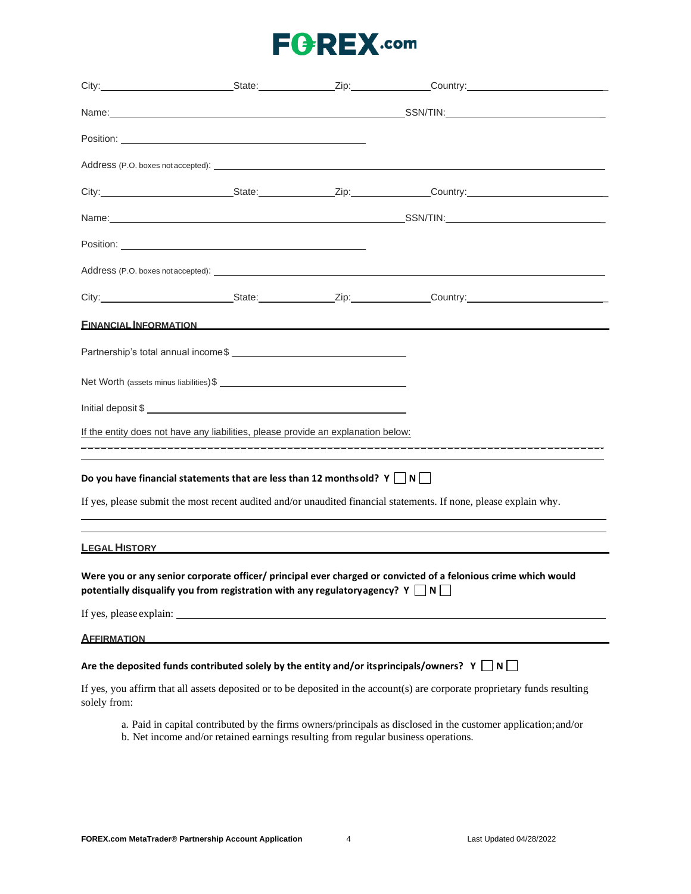City:\_\_\_\_\_\_\_\_\_\_\_\_\_\_\_\_\_\_\_\_\_\_\_\_ State:\_\_\_\_\_\_\_\_\_\_\_\_\_\_ Zip:\_\_\_\_\_\_\_\_\_\_\_\_\_\_ Country:\_\_\_\_\_\_\_\_\_\_\_\_\_\_\_\_\_\_\_\_\_\_\_\_

Name:\_\_\_\_\_\_\_\_\_\_\_\_\_\_\_\_\_\_\_\_\_\_\_\_\_\_\_\_\_\_\_\_\_\_\_\_\_\_\_\_\_\_\_\_\_\_ SSN/TIN:\_\_\_\_\_\_\_\_\_\_\_\_\_\_\_\_\_\_\_\_\_\_\_\_\_\_\_\_

Position: \_\_\_\_\_\_\_\_\_\_\_\_\_\_\_\_\_\_\_\_\_\_\_\_\_\_\_\_\_\_\_\_\_\_\_\_\_\_\_\_\_\_\_\_

Address (P.O. boxes not accepted): \_\_\_\_\_\_\_\_\_\_\_\_\_\_\_\_\_\_\_\_\_\_\_\_\_\_\_\_\_\_\_\_\_\_\_\_\_\_\_\_\_\_\_\_\_\_\_\_\_\_\_\_\_\_\_\_\_\_\_\_

City:\_\_\_\_\_\_\_\_\_\_\_\_\_\_\_\_\_\_\_\_\_\_\_\_ State:\_\_\_\_\_\_\_\_\_\_\_\_\_\_ Zip:\_\_\_\_\_\_\_\_\_\_\_\_\_\_ Country:\_\_\_\_\_\_\_\_\_\_\_\_\_\_\_\_\_\_\_\_\_\_\_\_

Name:\_\_\_\_\_\_\_\_\_\_\_\_\_\_\_\_\_\_\_\_\_\_\_\_\_\_\_\_\_\_\_\_\_\_\_\_\_\_\_\_\_\_\_\_\_\_ SSN/TIN:\_\_\_\_\_\_\_\_\_\_\_\_\_\_\_\_\_\_\_\_\_\_\_\_\_\_\_\_

Position: \_\_\_\_\_\_\_\_\_\_\_\_\_\_\_\_\_\_\_\_\_\_\_\_\_\_\_\_\_\_\_\_\_\_\_\_\_\_\_\_\_\_\_\_

Address (P.O. boxes not accepted): \_\_\_\_\_\_\_\_\_\_\_\_\_\_\_\_\_\_\_\_\_\_\_\_\_\_\_\_\_\_\_\_\_\_\_\_\_\_\_\_\_\_\_\_\_\_\_\_\_\_\_\_\_\_\_\_\_\_\_\_

City:\_\_\_\_\_\_\_\_\_\_\_\_\_\_\_\_\_\_\_\_\_\_\_\_ State:\_\_\_\_\_\_\_\_\_\_\_\_\_\_ Zip:\_\_\_\_\_\_\_\_\_\_\_\_\_\_ Country:\_\_\_\_\_\_\_\_\_\_\_\_\_\_\_\_\_\_\_\_\_\_\_\_

## FINANCIAL INFORMATION

Partnership's total annual income $ \_\_\_\_\_\_\_\_\_\_\_\_\_\_\_\_\_\_\_\_\_\_\_\_\_\_\_\_\_\_

Net Worth (assets minus liabilities) $ \_\_\_\_\_\_\_\_\_\_\_\_\_\_\_\_\_\_\_\_\_\_\_\_\_\_\_\_\_\_

Initial deposit $ \_\_\_\_\_\_\_\_\_\_\_\_\_\_\_\_\_\_\_\_\_\_\_\_\_\_\_\_\_\_\_\_\_\_\_\_\_\_\_\_\_\_

If the entity does not have any liabilities, please provide an explanation below:

\_\_\_\_\_\_\_\_\_\_\_\_\_\_\_\_\_\_\_\_\_\_\_\_\_\_\_\_\_\_\_\_\_\_\_\_\_\_\_\_\_\_\_\_\_\_\_\_\_\_\_\_\_\_\_\_\_\_\_\_\_\_\_\_\_\_\_\_\_\_\_\_\_\_\_\_\_\_

**Do you have financial statements that are less than 12 months old? Y ☐ N ☐**

If yes, please submit the most recent audited and/or unaudited financial statements. If none, please explain why.

\_\_\_\_\_\_\_\_\_\_\_\_\_\_\_\_\_\_\_\_\_\_\_\_\_\_\_\_\_\_\_\_\_\_\_\_\_\_\_\_\_\_\_\_\_\_\_\_\_\_\_\_\_\_\_\_\_\_\_\_\_\_\_\_\_\_\_\_\_\_\_\_\_\_\_\_\_\_

\_\_\_\_\_\_\_\_\_\_\_\_\_\_\_\_\_\_\_\_\_\_\_\_\_\_\_\_\_\_\_\_\_\_\_\_\_\_\_\_\_\_\_\_\_\_\_\_\_\_\_\_\_\_\_\_\_\_\_\_\_\_\_\_\_\_\_\_\_\_\_\_\_\_\_\_\_\_

## LEGAL HISTORY

**Were you or any senior corporate officer/ principal ever charged or convicted of a felonious crime which would potentially disqualify you from registration with any regulatory agency? Y ☐ N ☐**

If yes, please explain: \_\_\_\_\_\_\_\_\_\_\_\_\_\_\_\_\_\_\_\_\_\_\_\_\_\_\_\_\_\_\_\_\_\_\_\_\_\_\_\_\_\_\_\_\_\_\_\_\_\_\_\_\_\_\_\_\_\_\_\_\_\_

## AFFIRMATION

**Are the deposited funds contributed solely by the entity and/or its principals/owners? Y ☐ N ☐**

If yes, you affirm that all assets deposited or to be deposited in the account(s) are corporate proprietary funds resulting solely from:

a. Paid in capital contributed by the firms owners/principals as disclosed in the customer application; and/or
b. Net income and/or retained earnings resulting from regular business operations.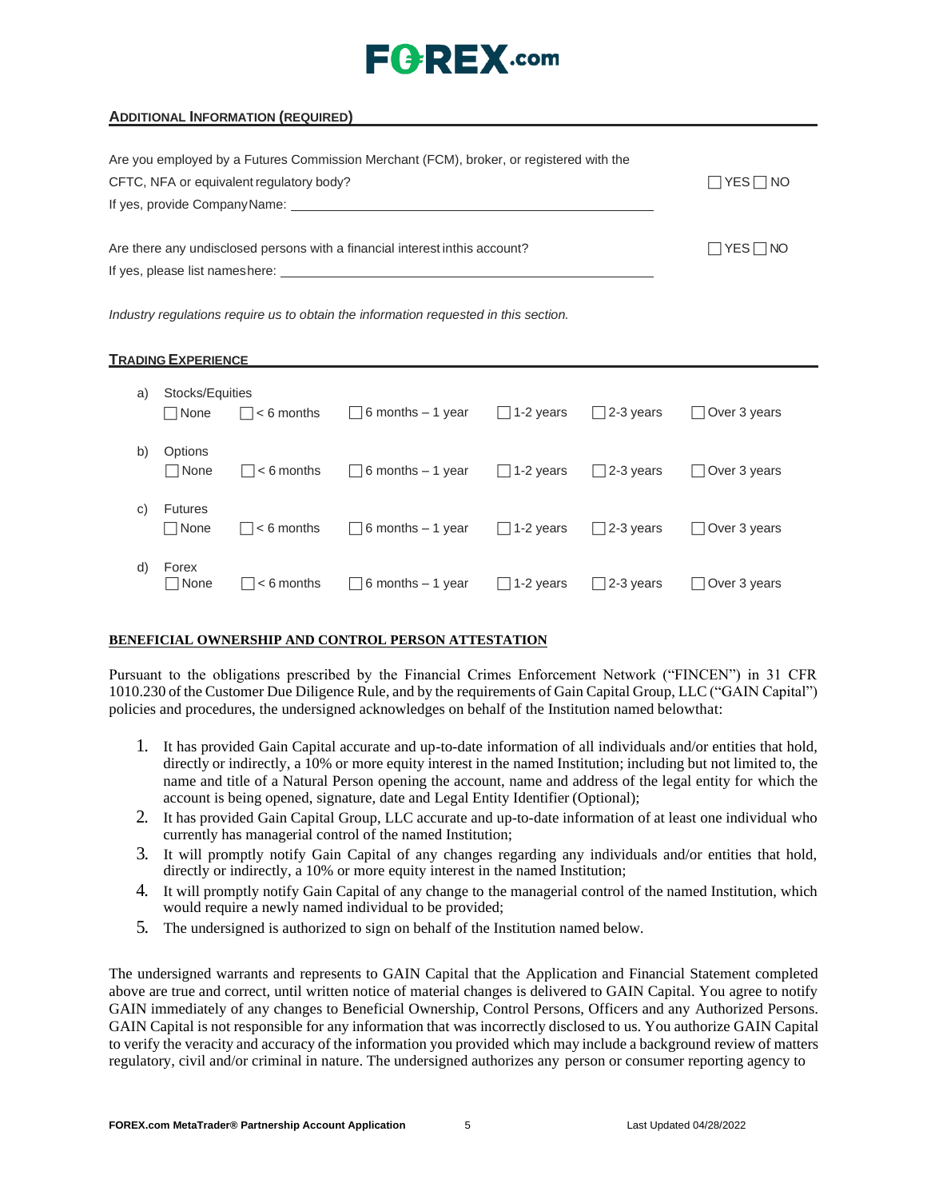FOREX.com

## ADDITIONAL INFORMATION (REQUIRED)

Are you employed by a Futures Commission Merchant (FCM), broker, or registered with the CFTC, NFA or equivalent regulatory body? ☐ YES ☐ NO

If yes, provide Company Name: ____________________

Are there any undisclosed persons with a financial interest in this account? ☐ YES ☐ NO

If yes, please list names here: ____________________

*Industry regulations require us to obtain the information requested in this section.*

## TRADING EXPERIENCE

a) Stocks/Equities
☐ None ☐ < 6 months ☐ 6 months – 1 year ☐ 1-2 years ☐ 2-3 years ☐ Over 3 years

b) Options
☐ None ☐ < 6 months ☐ 6 months – 1 year ☐ 1-2 years ☐ 2-3 years ☐ Over 3 years

c) Futures
☐ None ☐ < 6 months ☐ 6 months – 1 year ☐ 1-2 years ☐ 2-3 years ☐ Over 3 years

d) Forex
☐ None ☐ < 6 months ☐ 6 months – 1 year ☐ 1-2 years ☐ 2-3 years ☐ Over 3 years

## BENEFICIAL OWNERSHIP AND CONTROL PERSON ATTESTATION

Pursuant to the obligations prescribed by the Financial Crimes Enforcement Network ("FINCEN") in 31 CFR 1010.230 of the Customer Due Diligence Rule, and by the requirements of Gain Capital Group, LLC ("GAIN Capital") policies and procedures, the undersigned acknowledges on behalf of the Institution named below that:

1. It has provided Gain Capital accurate and up-to-date information of all individuals and/or entities that hold, directly or indirectly, a 10% or more equity interest in the named Institution; including but not limited to, the name and title of a Natural Person opening the account, name and address of the legal entity for which the account is being opened, signature, date and Legal Entity Identifier (Optional);
2. It has provided Gain Capital Group, LLC accurate and up-to-date information of at least one individual who currently has managerial control of the named Institution;
3. It will promptly notify Gain Capital of any changes regarding any individuals and/or entities that hold, directly or indirectly, a 10% or more equity interest in the named Institution;
4. It will promptly notify Gain Capital of any change to the managerial control of the named Institution, which would require a newly named individual to be provided;
5. The undersigned is authorized to sign on behalf of the Institution named below.

The undersigned warrants and represents to GAIN Capital that the Application and Financial Statement completed above are true and correct, until written notice of material changes is delivered to GAIN Capital. You agree to notify GAIN immediately of any changes to Beneficial Ownership, Control Persons, Officers and any Authorized Persons. GAIN Capital is not responsible for any information that was incorrectly disclosed to us. You authorize GAIN Capital to verify the veracity and accuracy of the information you provided which may include a background review of matters regulatory, civil and/or criminal in nature. The undersigned authorizes any person or consumer reporting agency to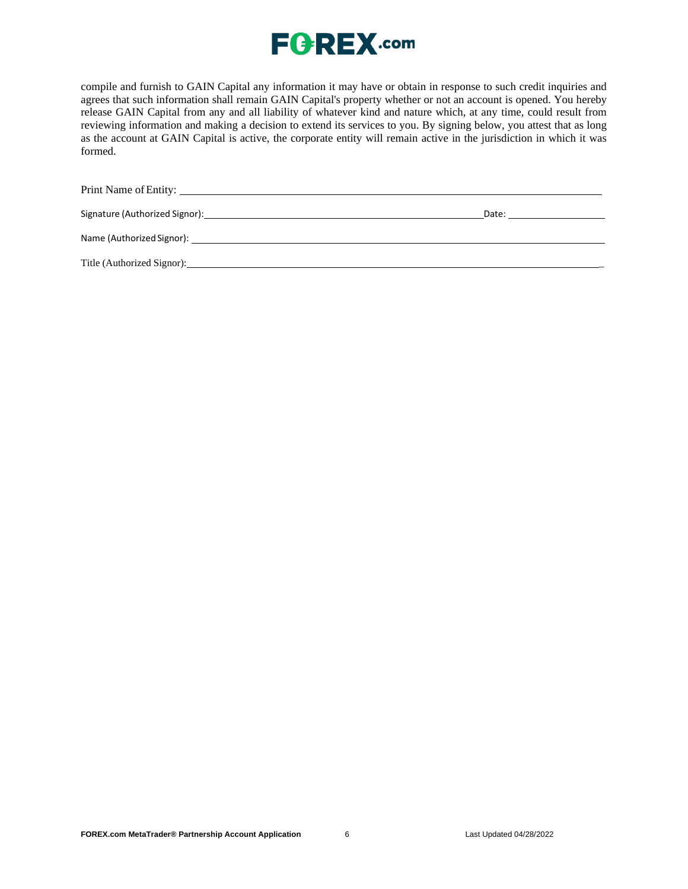compile and furnish to GAIN Capital any information it may have or obtain in response to such credit inquiries and agrees that such information shall remain GAIN Capital's property whether or not an account is opened. You hereby release GAIN Capital from any and all liability of whatever kind and nature which, at any time, could result from reviewing information and making a decision to extend its services to you. By signing below, you attest that as long as the account at GAIN Capital is active, the corporate entity will remain active in the jurisdiction in which it was formed.

Print Name of Entity: ___________________________________________________________________________

Signature (Authorized Signor): ___________________________________________________ Date: ________________

Name (Authorized Signor): _______________________________________________________________________

Title (Authorized Signor): _______________________________________________________________________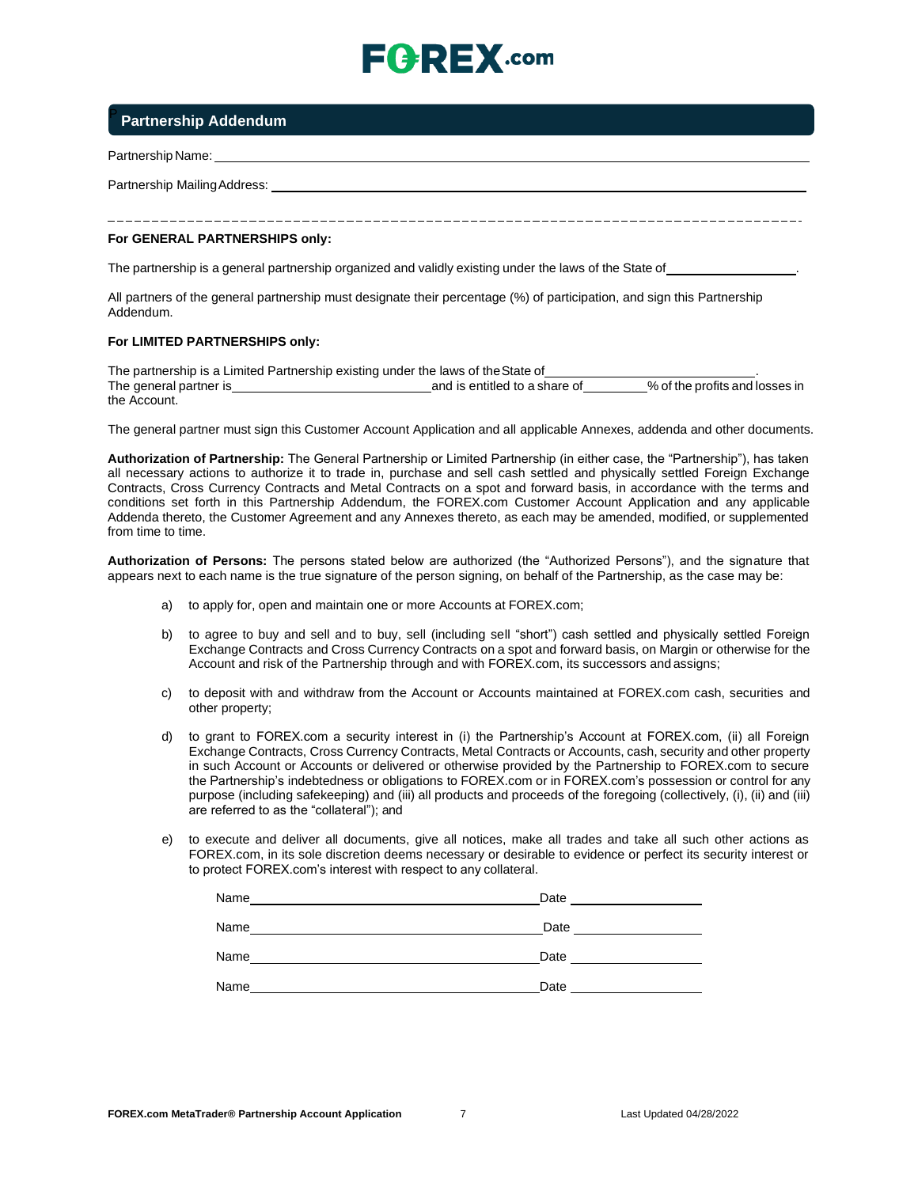## Partnership Addendum

Partnership Name: ______________________________________________

Partnership Mailing Address: ______________________________________________

---

**For GENERAL PARTNERSHIPS only:**

The partnership is a general partnership organized and validly existing under the laws of the State of ____________________.

All partners of the general partnership must designate their percentage (%) of participation, and sign this Partnership Addendum.

**For LIMITED PARTNERSHIPS only:**

The partnership is a Limited Partnership existing under the laws of the State of ______________________________.
The general partner is ____________________________ and is entitled to a share of __________% of the profits and losses in the Account.

The general partner must sign this Customer Account Application and all applicable Annexes, addenda and other documents.

**Authorization of Partnership:** The General Partnership or Limited Partnership (in either case, the "Partnership"), has taken all necessary actions to authorize it to trade in, purchase and sell cash settled and physically settled Foreign Exchange Contracts, Cross Currency Contracts and Metal Contracts on a spot and forward basis, in accordance with the terms and conditions set forth in this Partnership Addendum, the FOREX.com Customer Account Application and any applicable Addenda thereto, the Customer Agreement and any Annexes thereto, as each may be amended, modified, or supplemented from time to time.

**Authorization of Persons:** The persons stated below are authorized (the "Authorized Persons"), and the signature that appears next to each name is the true signature of the person signing, on behalf of the Partnership, as the case may be:

a) to apply for, open and maintain one or more Accounts at FOREX.com;

b) to agree to buy and sell and to buy, sell (including sell "short") cash settled and physically settled Foreign Exchange Contracts and Cross Currency Contracts on a spot and forward basis, on Margin or otherwise for the Account and risk of the Partnership through and with FOREX.com, its successors and assigns;

c) to deposit with and withdraw from the Account or Accounts maintained at FOREX.com cash, securities and other property;

d) to grant to FOREX.com a security interest in (i) the Partnership's Account at FOREX.com, (ii) all Foreign Exchange Contracts, Cross Currency Contracts, Metal Contracts or Accounts, cash, security and other property in such Account or Accounts or delivered or otherwise provided by the Partnership to FOREX.com to secure the Partnership's indebtedness or obligations to FOREX.com or in FOREX.com's possession or control for any purpose (including safekeeping) and (iii) all products and proceeds of the foregoing (collectively, (i), (ii) and (iii) are referred to as the "collateral"); and

e) to execute and deliver all documents, give all notices, make all trades and take all such other actions as FOREX.com, in its sole discretion deems necessary or desirable to evidence or perfect its security interest or to protect FOREX.com's interest with respect to any collateral.

Name ________________________________________ Date ____________________

Name ________________________________________ Date ____________________

Name ________________________________________ Date ____________________

Name ________________________________________ Date ____________________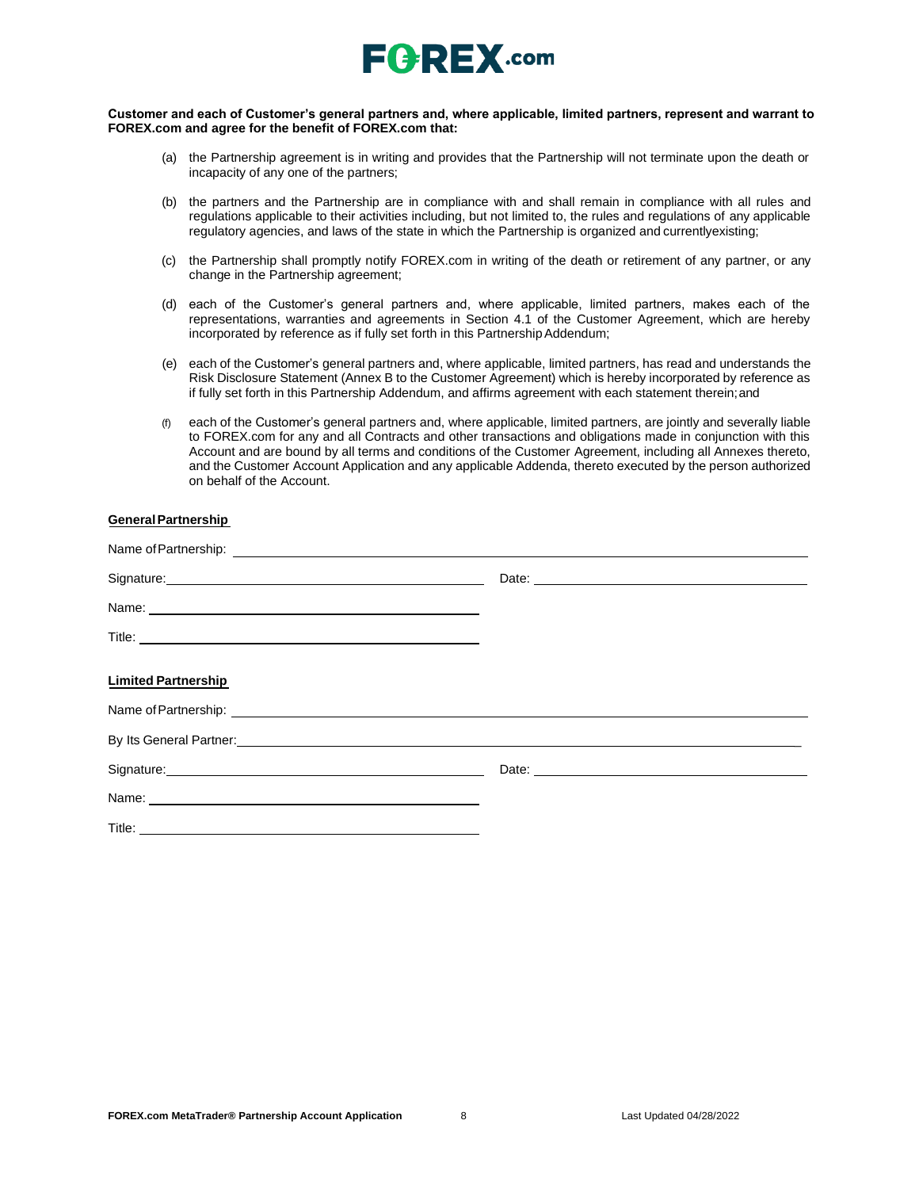**Customer and each of Customer's general partners and, where applicable, limited partners, represent and warrant to FOREX.com and agree for the benefit of FOREX.com that:**

(a) the Partnership agreement is in writing and provides that the Partnership will not terminate upon the death or incapacity of any one of the partners;

(b) the partners and the Partnership are in compliance with and shall remain in compliance with all rules and regulations applicable to their activities including, but not limited to, the rules and regulations of any applicable regulatory agencies, and laws of the state in which the Partnership is organized and currentlyexisting;

(c) the Partnership shall promptly notify FOREX.com in writing of the death or retirement of any partner, or any change in the Partnership agreement;

(d) each of the Customer's general partners and, where applicable, limited partners, makes each of the representations, warranties and agreements in Section 4.1 of the Customer Agreement, which are hereby incorporated by reference as if fully set forth in this Partnership Addendum;

(e) each of the Customer's general partners and, where applicable, limited partners, has read and understands the Risk Disclosure Statement (Annex B to the Customer Agreement) which is hereby incorporated by reference as if fully set forth in this Partnership Addendum, and affirms agreement with each statement therein; and

(f) each of the Customer's general partners and, where applicable, limited partners, are jointly and severally liable to FOREX.com for any and all Contracts and other transactions and obligations made in conjunction with this Account and are bound by all terms and conditions of the Customer Agreement, including all Annexes thereto, and the Customer Account Application and any applicable Addenda, thereto executed by the person authorized on behalf of the Account.

**General Partnership**

Name of Partnership: ____________________

Signature: ____________________ Date: ____________________

Name: ____________________

Title: ____________________

**Limited Partnership**

Name of Partnership: ____________________

By Its General Partner: ____________________

Signature: ____________________ Date: ____________________

Name: ____________________

Title: ____________________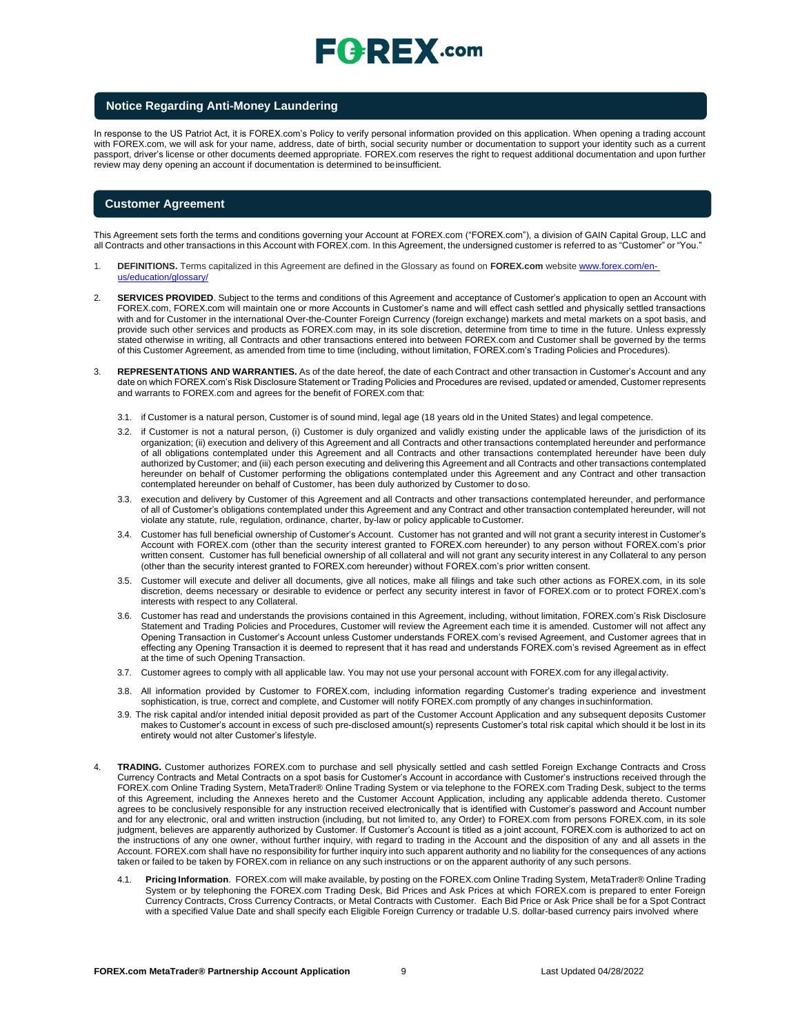## Notice Regarding Anti-Money Laundering

In response to the US Patriot Act, it is FOREX.com's Policy to verify personal information provided on this application. When opening a trading account with FOREX.com, we will ask for your name, address, date of birth, social security number or documentation to support your identity such as a current passport, driver's license or other documents deemed appropriate. FOREX.com reserves the right to request additional documentation and upon further review may deny opening an account if documentation is determined to be insufficient.

## Customer Agreement

This Agreement sets forth the terms and conditions governing your Account at FOREX.com ("FOREX.com"), a division of GAIN Capital Group, LLC and all Contracts and other transactions in this Account with FOREX.com. In this Agreement, the undersigned customer is referred to as "Customer" or "You."

1. **DEFINITIONS.** Terms capitalized in this Agreement are defined in the Glossary as found on **FOREX.com** website [www.forex.com/en-us/education/glossary/](www.forex.com/en-us/education/glossary/)

2. **SERVICES PROVIDED**. Subject to the terms and conditions of this Agreement and acceptance of Customer's application to open an Account with FOREX.com, FOREX.com will maintain one or more Accounts in Customer's name and will effect cash settled and physically settled transactions with and for Customer in the international Over-the-Counter Foreign Currency (foreign exchange) markets and metal markets on a spot basis, and provide such other services and products as FOREX.com may, in its sole discretion, determine from time to time in the future. Unless expressly stated otherwise in writing, all Contracts and other transactions entered into between FOREX.com and Customer shall be governed by the terms of this Customer Agreement, as amended from time to time (including, without limitation, FOREX.com's Trading Policies and Procedures).

3. **REPRESENTATIONS AND WARRANTIES.** As of the date hereof, the date of each Contract and other transaction in Customer's Account and any date on which FOREX.com's Risk Disclosure Statement or Trading Policies and Procedures are revised, updated or amended, Customer represents and warrants to FOREX.com and agrees for the benefit of FOREX.com that:

   3.1. if Customer is a natural person, Customer is of sound mind, legal age (18 years old in the United States) and legal competence.

   3.2. if Customer is not a natural person, (i) Customer is duly organized and validly existing under the applicable laws of the jurisdiction of its organization; (ii) execution and delivery of this Agreement and all Contracts and other transactions contemplated hereunder and performance of all obligations contemplated under this Agreement and all Contracts and other transactions contemplated hereunder have been duly authorized by Customer; and (iii) each person executing and delivering this Agreement and all Contracts and other transactions contemplated hereunder on behalf of Customer performing the obligations contemplated under this Agreement and any Contract and other transaction contemplated hereunder on behalf of Customer, has been duly authorized by Customer to do so.

   3.3. execution and delivery by Customer of this Agreement and all Contracts and other transactions contemplated hereunder, and performance of all of Customer's obligations contemplated under this Agreement and any Contract and other transaction contemplated hereunder, will not violate any statute, rule, regulation, ordinance, charter, by-law or policy applicable to Customer.

   3.4. Customer has full beneficial ownership of Customer's Account. Customer has not granted and will not grant a security interest in Customer's Account with FOREX.com (other than the security interest granted to FOREX.com hereunder) to any person without FOREX.com's prior written consent. Customer has full beneficial ownership of all collateral and will not grant any security interest in any Collateral to any person (other than the security interest granted to FOREX.com hereunder) without FOREX.com's prior written consent.

   3.5. Customer will execute and deliver all documents, give all notices, make all filings and take such other actions as FOREX.com, in its sole discretion, deems necessary or desirable to evidence or perfect any security interest in favor of FOREX.com or to protect FOREX.com's interests with respect to any Collateral.

   3.6. Customer has read and understands the provisions contained in this Agreement, including, without limitation, FOREX.com's Risk Disclosure Statement and Trading Policies and Procedures, Customer will review the Agreement each time it is amended. Customer will not affect any Opening Transaction in Customer's Account unless Customer understands FOREX.com's revised Agreement, and Customer agrees that in effecting any Opening Transaction it is deemed to represent that it has read and understands FOREX.com's revised Agreement as in effect at the time of such Opening Transaction.

   3.7. Customer agrees to comply with all applicable law. You may not use your personal account with FOREX.com for any illegal activity.

   3.8. All information provided by Customer to FOREX.com, including information regarding Customer's trading experience and investment sophistication, is true, correct and complete, and Customer will notify FOREX.com promptly of any changes in such information.

   3.9. The risk capital and/or intended initial deposit provided as part of the Customer Account Application and any subsequent deposits Customer makes to Customer's account in excess of such pre-disclosed amount(s) represents Customer's total risk capital which should it be lost in its entirety would not alter Customer's lifestyle.

4. **TRADING.** Customer authorizes FOREX.com to purchase and sell physically settled and cash settled Foreign Exchange Contracts and Cross Currency Contracts and Metal Contracts on a spot basis for Customer's Account in accordance with Customer's instructions received through the FOREX.com Online Trading System, MetaTrader® Online Trading System or via telephone to the FOREX.com Trading Desk, subject to the terms of this Agreement, including the Annexes hereto and the Customer Account Application, including any applicable addenda thereto. Customer agrees to be conclusively responsible for any instruction received electronically that is identified with Customer's password and Account number and for any electronic, oral and written instruction (including, but not limited to, any Order) to FOREX.com from persons FOREX.com, in its sole judgment, believes are apparently authorized by Customer. If Customer's Account is titled as a joint account, FOREX.com is authorized to act on the instructions of any one owner, without further inquiry, with regard to trading in the Account and the disposition of any and all assets in the Account. FOREX.com shall have no responsibility for further inquiry into such apparent authority and no liability for the consequences of any actions taken or failed to be taken by FOREX.com in reliance on any such instructions or on the apparent authority of any such persons.

   4.1. **Pricing Information**. FOREX.com will make available, by posting on the FOREX.com Online Trading System, MetaTrader® Online Trading System or by telephoning the FOREX.com Trading Desk, Bid Prices and Ask Prices at which FOREX.com is prepared to enter Foreign Currency Contracts, Cross Currency Contracts, or Metal Contracts with Customer. Each Bid Price or Ask Price shall be for a Spot Contract with a specified Value Date and shall specify each Eligible Foreign Currency or tradable U.S. dollar-based currency pairs involved where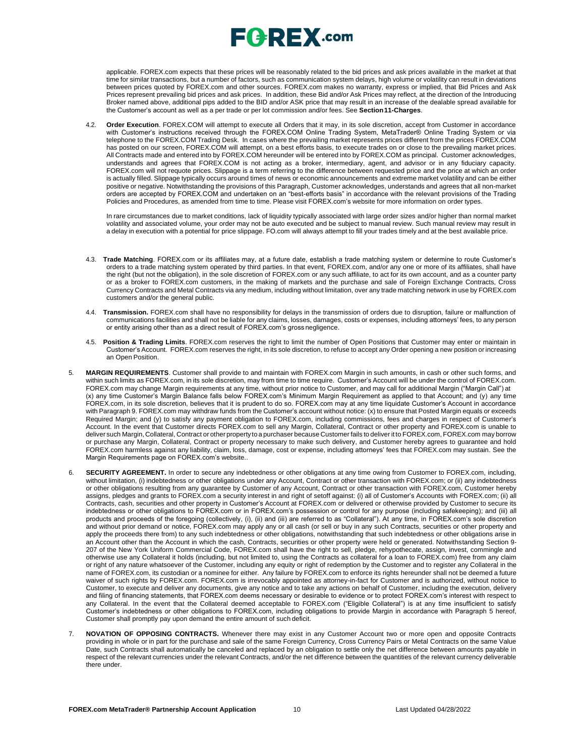applicable. FOREX.com expects that these prices will be reasonably related to the bid prices and ask prices available in the market at that time for similar transactions, but a number of factors, such as communication system delays, high volume or volatility can result in deviations between prices quoted by FOREX.com and other sources. FOREX.com makes no warranty, express or implied, that Bid Prices and Ask Prices represent prevailing bid prices and ask prices. In addition, these Bid and/or Ask Prices may reflect, at the direction of the Introducing Broker named above, additional pips added to the BID and/or ASK price that may result in an increase of the dealable spread available for the Customer's account as well as a per trade or per lot commission and/or fees. See **Section11-Charges**.

4.2. **Order Execution**. FOREX.COM will attempt to execute all Orders that it may, in its sole discretion, accept from Customer in accordance with Customer's instructions received through the FOREX.COM Online Trading System, MetaTrader® Online Trading System or via telephone to the FOREX.COM Trading Desk. In cases where the prevailing market represents prices different from the prices FOREX.COM has posted on our screen, FOREX.COM will attempt, on a best efforts basis, to execute trades on or close to the prevailing market prices. All Contracts made and entered into by FOREX.COM hereunder will be entered into by FOREX.COM as principal. Customer acknowledges, understands and agrees that FOREX.COM is not acting as a broker, intermediary, agent, and advisor or in any fiduciary capacity. FOREX.com will not requote prices. Slippage is a term referring to the difference between requested price and the price at which an order is actually filled. Slippage typically occurs around times of news or economic announcements and extreme market volatility and can be either positive or negative. Notwithstanding the provisions of this Paragraph, Customer acknowledges, understands and agrees that all non-market orders are accepted by FOREX.COM and undertaken on an "best-efforts basis" in accordance with the relevant provisions of the Trading Policies and Procedures, as amended from time to time. Please visit FOREX.com's website for more information on order types.

In rare circumstances due to market conditions, lack of liquidity typically associated with large order sizes and/or higher than normal market volatility and associated volume, your order may not be auto executed and be subject to manual review. Such manual review may result in a delay in execution with a potential for price slippage. FO.com will always attempt to fill your trades timely and at the best available price.

4.3. **Trade Matching**. FOREX.com or its affiliates may, at a future date, establish a trade matching system or determine to route Customer's orders to a trade matching system operated by third parties. In that event, FOREX.com, and/or any one or more of its affiliates, shall have the right (but not the obligation), in the sole discretion of FOREX.com or any such affiliate, to act for its own account, and as a counter party or as a broker to FOREX.com customers, in the making of markets and the purchase and sale of Foreign Exchange Contracts, Cross Currency Contracts and Metal Contracts via any medium, including without limitation, over any trade matching network in use by FOREX.com customers and/or the general public.

4.4. **Transmission.** FOREX.com shall have no responsibility for delays in the transmission of orders due to disruption, failure or malfunction of communications facilities and shall not be liable for any claims, losses, damages, costs or expenses, including attorneys' fees, to any person or entity arising other than as a direct result of FOREX.com's gross negligence.

4.5. **Position & Trading Limits**. FOREX.com reserves the right to limit the number of Open Positions that Customer may enter or maintain in Customer's Account. FOREX.com reserves the right, in its sole discretion, to refuse to accept any Order opening a new position or increasing an Open Position.

5. **MARGIN REQUIREMENTS**. Customer shall provide to and maintain with FOREX.com Margin in such amounts, in cash or other such forms, and within such limits as FOREX.com, in its sole discretion, may from time to time require. Customer's Account will be under the control of FOREX.com. FOREX.com may change Margin requirements at any time, without prior notice to Customer, and may call for additional Margin ("Margin Call") at (x) any time Customer's Margin Balance falls below FOREX.com's Minimum Margin Requirement as applied to that Account; and (y) any time FOREX.com, in its sole discretion, believes that it is prudent to do so. FOREX.com may at any time liquidate Customer's Account in accordance with Paragraph 9. FOREX.com may withdraw funds from the Customer's account without notice: (x) to ensure that Posted Margin equals or exceeds Required Margin; and (y) to satisfy any payment obligation to FOREX.com, including commissions, fees and charges in respect of Customer's Account. In the event that Customer directs FOREX.com to sell any Margin, Collateral, Contract or other property and FOREX.com is unable to deliver such Margin, Collateral, Contract or other property to a purchaser because Customer fails to deliver it to FOREX.com, FOREX.com may borrow or purchase any Margin, Collateral, Contract or property necessary to make such delivery, and Customer hereby agrees to guarantee and hold FOREX.com harmless against any liability, claim, loss, damage, cost or expense, including attorneys' fees that FOREX.com may sustain. See the Margin Requirements page on FOREX.com's website..

6. **SECURITY AGREEMENT.** In order to secure any indebtedness or other obligations at any time owing from Customer to FOREX.com, including, without limitation, (i) indebtedness or other obligations under any Account, Contract or other transaction with FOREX.com; or (ii) any indebtedness or other obligations resulting from any guarantee by Customer of any Account, Contract or other transaction with FOREX.com, Customer hereby assigns, pledges and grants to FOREX.com a security interest in and right of setoff against: (i) all of Customer's Accounts with FOREX.com; (ii) all Contracts, cash, securities and other property in Customer's Account at FOREX.com or delivered or otherwise provided by Customer to secure its indebtedness or other obligations to FOREX.com or in FOREX.com's possession or control for any purpose (including safekeeping); and (iii) all products and proceeds of the foregoing (collectively, (i), (ii) and (iii) are referred to as "Collateral"). At any time, in FOREX.com's sole discretion and without prior demand or notice, FOREX.com may apply any or all cash (or sell or buy in any such Contracts, securities or other property and apply the proceeds there from) to any such indebtedness or other obligations, notwithstanding that such indebtedness or other obligations arise in an Account other than the Account in which the cash, Contracts, securities or other property were held or generated. Notwithstanding Section 9-207 of the New York Uniform Commercial Code, FOREX.com shall have the right to sell, pledge, rehypothecate, assign, invest, commingle and otherwise use any Collateral it holds (including, but not limited to, using the Contracts as collateral for a loan to FOREX.com) free from any claim or right of any nature whatsoever of the Customer, including any equity or right of redemption by the Customer and to register any Collateral in the name of FOREX.com, its custodian or a nominee for either. Any failure by FOREX.com to enforce its rights hereunder shall not be deemed a future waiver of such rights by FOREX.com. FOREX.com is irrevocably appointed as attorney-in-fact for Customer and is authorized, without notice to Customer, to execute and deliver any documents, give any notice and to take any actions on behalf of Customer, including the execution, delivery and filing of financing statements, that FOREX.com deems necessary or desirable to evidence or to protect FOREX.com's interest with respect to any Collateral. In the event that the Collateral deemed acceptable to FOREX.com ("Eligible Collateral") is at any time insufficient to satisfy Customer's indebtedness or other obligations to FOREX.com, including obligations to provide Margin in accordance with Paragraph 5 hereof, Customer shall promptly pay upon demand the entire amount of such deficit.

7. **NOVATION OF OPPOSING CONTRACTS.** Whenever there may exist in any Customer Account two or more open and opposite Contracts providing in whole or in part for the purchase and sale of the same Foreign Currency, Cross Currency Pairs or Metal Contracts on the same Value Date, such Contracts shall automatically be canceled and replaced by an obligation to settle only the net difference between amounts payable in respect of the relevant currencies under the relevant Contracts, and/or the net difference between the quantities of the relevant currency deliverable there under.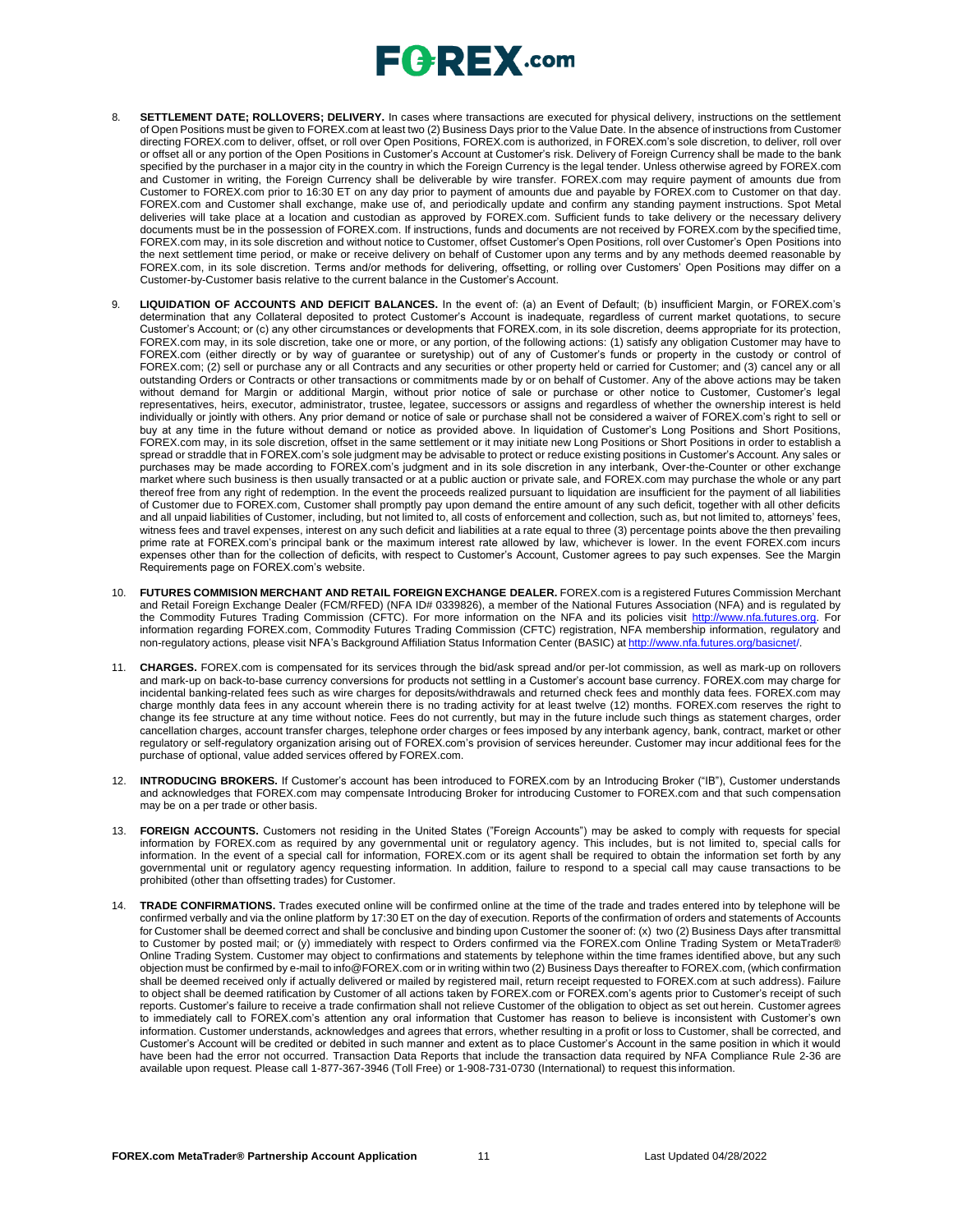8. **SETTLEMENT DATE; ROLLOVERS; DELIVERY.** In cases where transactions are executed for physical delivery, instructions on the settlement of Open Positions must be given to FOREX.com at least two (2) Business Days prior to the Value Date. In the absence of instructions from Customer directing FOREX.com to deliver, offset, or roll over Open Positions, FOREX.com is authorized, in FOREX.com's sole discretion, to deliver, roll over or offset all or any portion of the Open Positions in Customer's Account at Customer's risk. Delivery of Foreign Currency shall be made to the bank specified by the purchaser in a major city in the country in which the Foreign Currency is the legal tender. Unless otherwise agreed by FOREX.com and Customer in writing, the Foreign Currency shall be deliverable by wire transfer. FOREX.com may require payment of amounts due from Customer to FOREX.com prior to 16:30 ET on any day prior to payment of amounts due and payable by FOREX.com to Customer on that day. FOREX.com and Customer shall exchange, make use of, and periodically update and confirm any standing payment instructions. Spot Metal deliveries will take place at a location and custodian as approved by FOREX.com. Sufficient funds to take delivery or the necessary delivery documents must be in the possession of FOREX.com. If instructions, funds and documents are not received by FOREX.com by the specified time, FOREX.com may, in its sole discretion and without notice to Customer, offset Customer's Open Positions, roll over Customer's Open Positions into the next settlement time period, or make or receive delivery on behalf of Customer upon any terms and by any methods deemed reasonable by FOREX.com, in its sole discretion. Terms and/or methods for delivering, offsetting, or rolling over Customers' Open Positions may differ on a Customer-by-Customer basis relative to the current balance in the Customer's Account.

9. **LIQUIDATION OF ACCOUNTS AND DEFICIT BALANCES.** In the event of: (a) an Event of Default; (b) insufficient Margin, or FOREX.com's determination that any Collateral deposited to protect Customer's Account is inadequate, regardless of current market quotations, to secure Customer's Account; or (c) any other circumstances or developments that FOREX.com, in its sole discretion, deems appropriate for its protection, FOREX.com may, in its sole discretion, take one or more, or any portion, of the following actions: (1) satisfy any obligation Customer may have to FOREX.com (either directly or by way of guarantee or suretyship) out of any of Customer's funds or property in the custody or control of FOREX.com; (2) sell or purchase any or all Contracts and any securities or other property held or carried for Customer; and (3) cancel any or all outstanding Orders or Contracts or other transactions or commitments made by or on behalf of Customer. Any of the above actions may be taken without demand for Margin or additional Margin, without prior notice of sale or purchase or other notice to Customer, Customer's legal representatives, heirs, executor, administrator, trustee, legatee, successors or assigns and regardless of whether the ownership interest is held individually or jointly with others. Any prior demand or notice of sale or purchase shall not be considered a waiver of FOREX.com's right to sell or buy at any time in the future without demand or notice as provided above. In liquidation of Customer's Long Positions and Short Positions, FOREX.com may, in its sole discretion, offset in the same settlement or it may initiate new Long Positions or Short Positions in order to establish a spread or straddle that in FOREX.com's sole judgment may be advisable to protect or reduce existing positions in Customer's Account. Any sales or purchases may be made according to FOREX.com's judgment and in its sole discretion in any interbank, Over-the-Counter or other exchange market where such business is then usually transacted or at a public auction or private sale, and FOREX.com may purchase the whole or any part thereof free from any right of redemption. In the event the proceeds realized pursuant to liquidation are insufficient for the payment of all liabilities of Customer due to FOREX.com, Customer shall promptly pay upon demand the entire amount of any such deficit, together with all other deficits and all unpaid liabilities of Customer, including, but not limited to, all costs of enforcement and collection, such as, but not limited to, attorneys' fees, witness fees and travel expenses, interest on any such deficit and liabilities at a rate equal to three (3) percentage points above the then prevailing prime rate at FOREX.com's principal bank or the maximum interest rate allowed by law, whichever is lower. In the event FOREX.com incurs expenses other than for the collection of deficits, with respect to Customer's Account, Customer agrees to pay such expenses. See the Margin Requirements page on FOREX.com's website.

10. **FUTURES COMMISION MERCHANT AND RETAIL FOREIGN EXCHANGE DEALER.** FOREX.com is a registered Futures Commission Merchant and Retail Foreign Exchange Dealer (FCM/RFED) (NFA ID# 0339826), a member of the National Futures Association (NFA) and is regulated by the Commodity Futures Trading Commission (CFTC). For more information on the NFA and its policies visit http://www.nfa.futures.org. For information regarding FOREX.com, Commodity Futures Trading Commission (CFTC) registration, NFA membership information, regulatory and non-regulatory actions, please visit NFA's Background Affiliation Status Information Center (BASIC) at http://www.nfa.futures.org/basicnet/.

11. **CHARGES.** FOREX.com is compensated for its services through the bid/ask spread and/or per-lot commission, as well as mark-up on rollovers and mark-up on back-to-base currency conversions for products not settling in a Customer's account base currency. FOREX.com may charge for incidental banking-related fees such as wire charges for deposits/withdrawals and returned check fees and monthly data fees. FOREX.com may charge monthly data fees in any account wherein there is no trading activity for at least twelve (12) months. FOREX.com reserves the right to change its fee structure at any time without notice. Fees do not currently, but may in the future include such things as statement charges, order cancellation charges, account transfer charges, telephone order charges or fees imposed by any interbank agency, bank, contract, market or other regulatory or self-regulatory organization arising out of FOREX.com's provision of services hereunder. Customer may incur additional fees for the purchase of optional, value added services offered by FOREX.com.

12. **INTRODUCING BROKERS.** If Customer's account has been introduced to FOREX.com by an Introducing Broker ("IB"), Customer understands and acknowledges that FOREX.com may compensate Introducing Broker for introducing Customer to FOREX.com and that such compensation may be on a per trade or other basis.

13. **FOREIGN ACCOUNTS.** Customers not residing in the United States ("Foreign Accounts") may be asked to comply with requests for special information by FOREX.com as required by any governmental unit or regulatory agency. This includes, but is not limited to, special calls for information. In the event of a special call for information, FOREX.com or its agent shall be required to obtain the information set forth by any governmental unit or regulatory agency requesting information. In addition, failure to respond to a special call may cause transactions to be prohibited (other than offsetting trades) for Customer.

14. **TRADE CONFIRMATIONS.** Trades executed online will be confirmed online at the time of the trade and trades entered into by telephone will be confirmed verbally and via the online platform by 17:30 ET on the day of execution. Reports of the confirmation of orders and statements of Accounts for Customer shall be deemed correct and shall be conclusive and binding upon Customer the sooner of: (x) two (2) Business Days after transmittal to Customer by posted mail; or (y) immediately with respect to Orders confirmed via the FOREX.com Online Trading System or MetaTrader® Online Trading System. Customer may object to confirmations and statements by telephone within the time frames identified above, but any such objection must be confirmed by e-mail to info@FOREX.com or in writing within two (2) Business Days thereafter to FOREX.com, (which confirmation shall be deemed received only if actually delivered or mailed by registered mail, return receipt requested to FOREX.com at such address). Failure to object shall be deemed ratification by Customer of all actions taken by FOREX.com or FOREX.com's agents prior to Customer's receipt of such reports. Customer's failure to receive a trade confirmation shall not relieve Customer of the obligation to object as set out herein. Customer agrees to immediately call to FOREX.com's attention any oral information that Customer has reason to believe is inconsistent with Customer's own information. Customer understands, acknowledges and agrees that errors, whether resulting in a profit or loss to Customer, shall be corrected, and Customer's Account will be credited or debited in such manner and extent as to place Customer's Account in the same position in which it would have been had the error not occurred. Transaction Data Reports that include the transaction data required by NFA Compliance Rule 2-36 are available upon request. Please call 1-877-367-3946 (Toll Free) or 1-908-731-0730 (International) to request this information.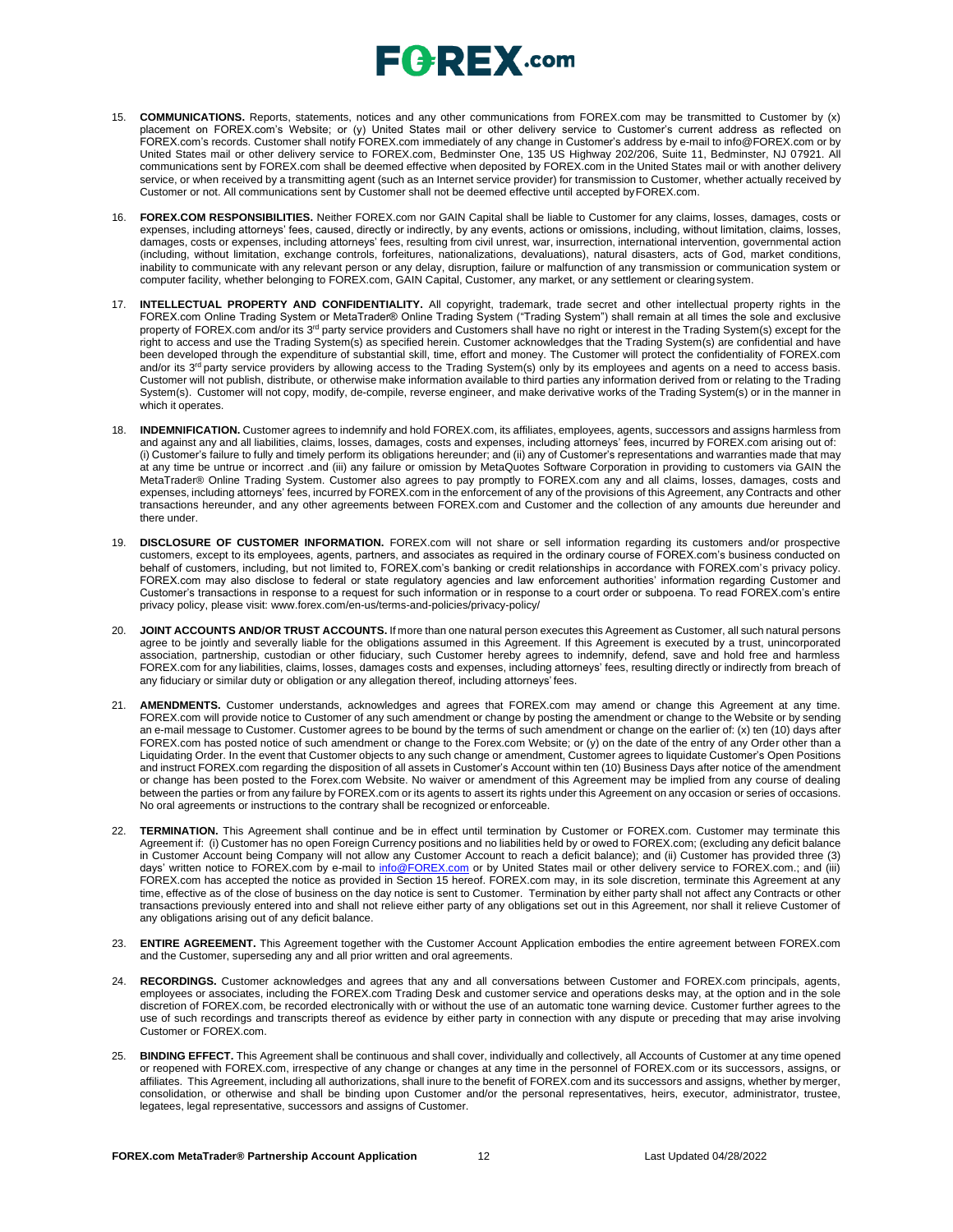15. **COMMUNICATIONS.** Reports, statements, notices and any other communications from FOREX.com may be transmitted to Customer by (x) placement on FOREX.com's Website; or (y) United States mail or other delivery service to Customer's current address as reflected on FOREX.com's records. Customer shall notify FOREX.com immediately of any change in Customer's address by e-mail to info@FOREX.com or by United States mail or other delivery service to FOREX.com, Bedminster One, 135 US Highway 202/206, Suite 11, Bedminster, NJ 07921. All communications sent by FOREX.com shall be deemed effective when deposited by FOREX.com in the United States mail or with another delivery service, or when received by a transmitting agent (such as an Internet service provider) for transmission to Customer, whether actually received by Customer or not. All communications sent by Customer shall not be deemed effective until accepted by FOREX.com.

16. **FOREX.COM RESPONSIBILITIES.** Neither FOREX.com nor GAIN Capital shall be liable to Customer for any claims, losses, damages, costs or expenses, including attorneys' fees, caused, directly or indirectly, by any events, actions or omissions, including, without limitation, claims, losses, damages, costs or expenses, including attorneys' fees, resulting from civil unrest, war, insurrection, international intervention, governmental action (including, without limitation, exchange controls, forfeitures, nationalizations, devaluations), natural disasters, acts of God, market conditions, inability to communicate with any relevant person or any delay, disruption, failure or malfunction of any transmission or communication system or computer facility, whether belonging to FOREX.com, GAIN Capital, Customer, any market, or any settlement or clearing system.

17. **INTELLECTUAL PROPERTY AND CONFIDENTIALITY.** All copyright, trademark, trade secret and other intellectual property rights in the FOREX.com Online Trading System or MetaTrader® Online Trading System ("Trading System") shall remain at all times the sole and exclusive property of FOREX.com and/or its 3rd party service providers and Customers shall have no right or interest in the Trading System(s) except for the right to access and use the Trading System(s) as specified herein. Customer acknowledges that the Trading System(s) are confidential and have been developed through the expenditure of substantial skill, time, effort and money. The Customer will protect the confidentiality of FOREX.com and/or its 3rd party service providers by allowing access to the Trading System(s) only by its employees and agents on a need to access basis. Customer will not publish, distribute, or otherwise make information available to third parties any information derived from or relating to the Trading System(s). Customer will not copy, modify, de-compile, reverse engineer, and make derivative works of the Trading System(s) or in the manner in which it operates.

18. **INDEMNIFICATION.** Customer agrees to indemnify and hold FOREX.com, its affiliates, employees, agents, successors and assigns harmless from and against any and all liabilities, claims, losses, damages, costs and expenses, including attorneys' fees, incurred by FOREX.com arising out of: (i) Customer's failure to fully and timely perform its obligations hereunder; and (ii) any of Customer's representations and warranties made that may at any time be untrue or incorrect .and (iii) any failure or omission by MetaQuotes Software Corporation in providing to customers via GAIN the MetaTrader® Online Trading System. Customer also agrees to pay promptly to FOREX.com any and all claims, losses, damages, costs and expenses, including attorneys' fees, incurred by FOREX.com in the enforcement of any of the provisions of this Agreement, any Contracts and other transactions hereunder, and any other agreements between FOREX.com and Customer and the collection of any amounts due hereunder and there under.

19. **DISCLOSURE OF CUSTOMER INFORMATION.** FOREX.com will not share or sell information regarding its customers and/or prospective customers, except to its employees, agents, partners, and associates as required in the ordinary course of FOREX.com's business conducted on behalf of customers, including, but not limited to, FOREX.com's banking or credit relationships in accordance with FOREX.com's privacy policy. FOREX.com may also disclose to federal or state regulatory agencies and law enforcement authorities' information regarding Customer and Customer's transactions in response to a request for such information or in response to a court order or subpoena. To read FOREX.com's entire privacy policy, please visit: www.forex.com/en-us/terms-and-policies/privacy-policy/

20. **JOINT ACCOUNTS AND/OR TRUST ACCOUNTS.** If more than one natural person executes this Agreement as Customer, all such natural persons agree to be jointly and severally liable for the obligations assumed in this Agreement. If this Agreement is executed by a trust, unincorporated association, partnership, custodian or other fiduciary, such Customer hereby agrees to indemnify, defend, save and hold free and harmless FOREX.com for any liabilities, claims, losses, damages costs and expenses, including attorneys' fees, resulting directly or indirectly from breach of any fiduciary or similar duty or obligation or any allegation thereof, including attorneys' fees.

21. **AMENDMENTS.** Customer understands, acknowledges and agrees that FOREX.com may amend or change this Agreement at any time. FOREX.com will provide notice to Customer of any such amendment or change by posting the amendment or change to the Website or by sending an e-mail message to Customer. Customer agrees to be bound by the terms of such amendment or change on the earlier of: (x) ten (10) days after FOREX.com has posted notice of such amendment or change to the Forex.com Website; or (y) on the date of the entry of any Order other than a Liquidating Order. In the event that Customer objects to any such change or amendment, Customer agrees to liquidate Customer's Open Positions and instruct FOREX.com regarding the disposition of all assets in Customer's Account within ten (10) Business Days after notice of the amendment or change has been posted to the Forex.com Website. No waiver or amendment of this Agreement may be implied from any course of dealing between the parties or from any failure by FOREX.com or its agents to assert its rights under this Agreement on any occasion or series of occasions. No oral agreements or instructions to the contrary shall be recognized or enforceable.

22. **TERMINATION.** This Agreement shall continue and be in effect until termination by Customer or FOREX.com. Customer may terminate this Agreement if: (i) Customer has no open Foreign Currency positions and no liabilities held by or owed to FOREX.com; (excluding any deficit balance in Customer Account being Company will not allow any Customer Account to reach a deficit balance); and (ii) Customer has provided three (3) days' written notice to FOREX.com by e-mail to info@FOREX.com or by United States mail or other delivery service to FOREX.com.; and (iii) FOREX.com has accepted the notice as provided in Section 15 hereof. FOREX.com may, in its sole discretion, terminate this Agreement at any time, effective as of the close of business on the day notice is sent to Customer. Termination by either party shall not affect any Contracts or other transactions previously entered into and shall not relieve either party of any obligations set out in this Agreement, nor shall it relieve Customer of any obligations arising out of any deficit balance.

23. **ENTIRE AGREEMENT.** This Agreement together with the Customer Account Application embodies the entire agreement between FOREX.com and the Customer, superseding any and all prior written and oral agreements.

24. **RECORDINGS.** Customer acknowledges and agrees that any and all conversations between Customer and FOREX.com principals, agents, employees or associates, including the FOREX.com Trading Desk and customer service and operations desks may, at the option and in the sole discretion of FOREX.com, be recorded electronically with or without the use of an automatic tone warning device. Customer further agrees to the use of such recordings and transcripts thereof as evidence by either party in connection with any dispute or preceding that may arise involving Customer or FOREX.com.

25. **BINDING EFFECT.** This Agreement shall be continuous and shall cover, individually and collectively, all Accounts of Customer at any time opened or reopened with FOREX.com, irrespective of any change or changes at any time in the personnel of FOREX.com or its successors, assigns, or affiliates. This Agreement, including all authorizations, shall inure to the benefit of FOREX.com and its successors and assigns, whether by merger, consolidation, or otherwise and shall be binding upon Customer and/or the personal representatives, heirs, executor, administrator, trustee, legatees, legal representative, successors and assigns of Customer.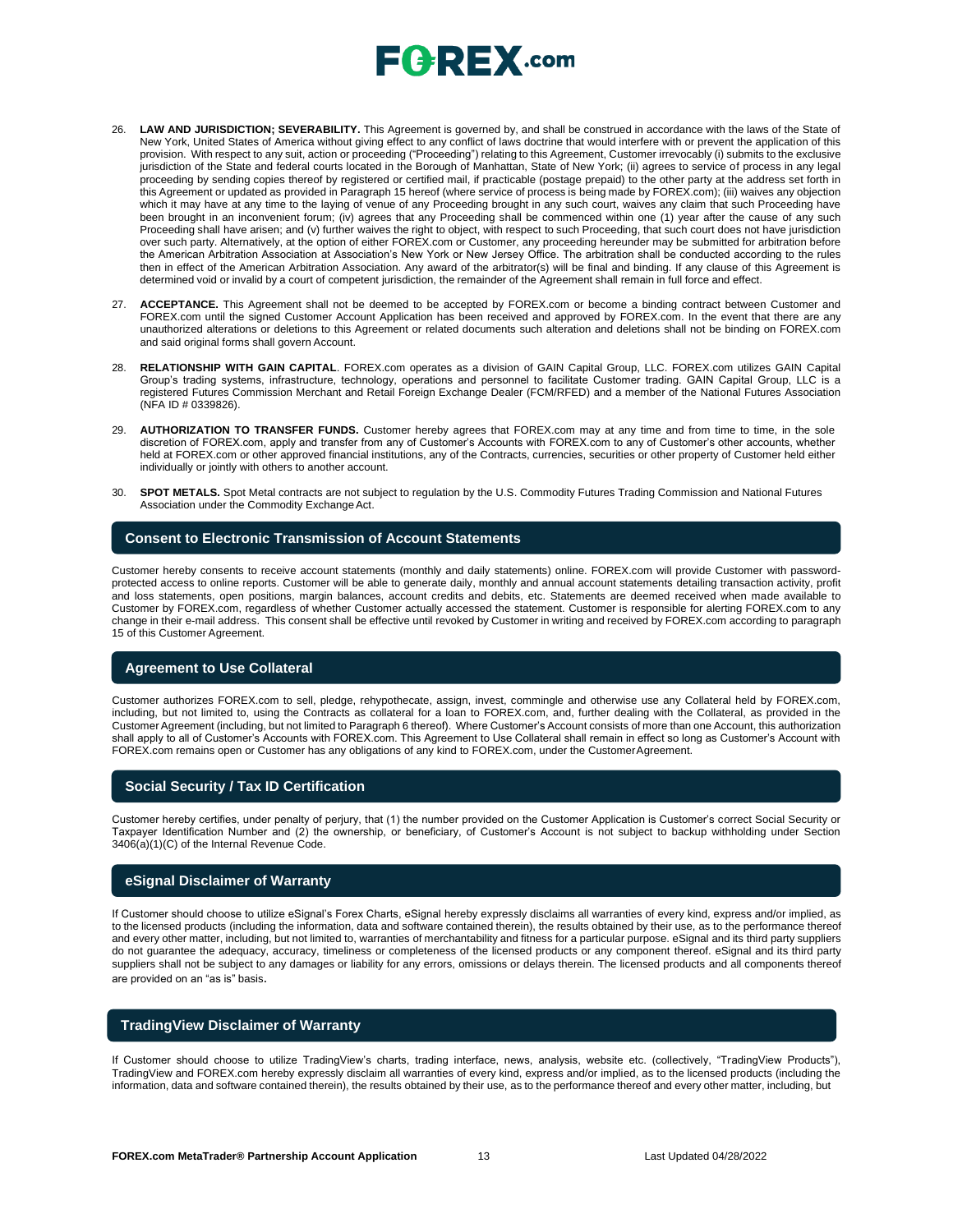26. **LAW AND JURISDICTION; SEVERABILITY.** This Agreement is governed by, and shall be construed in accordance with the laws of the State of New York, United States of America without giving effect to any conflict of laws doctrine that would interfere with or prevent the application of this provision. With respect to any suit, action or proceeding ("Proceeding") relating to this Agreement, Customer irrevocably (i) submits to the exclusive jurisdiction of the State and federal courts located in the Borough of Manhattan, State of New York; (ii) agrees to service of process in any legal proceeding by sending copies thereof by registered or certified mail, if practicable (postage prepaid) to the other party at the address set forth in this Agreement or updated as provided in Paragraph 15 hereof (where service of process is being made by FOREX.com); (iii) waives any objection which it may have at any time to the laying of venue of any Proceeding brought in any such court, waives any claim that such Proceeding have been brought in an inconvenient forum; (iv) agrees that any Proceeding shall be commenced within one (1) year after the cause of any such Proceeding shall have arisen; and (v) further waives the right to object, with respect to such Proceeding, that such court does not have jurisdiction over such party. Alternatively, at the option of either FOREX.com or Customer, any proceeding hereunder may be submitted for arbitration before the American Arbitration Association at Association's New York or New Jersey Office. The arbitration shall be conducted according to the rules then in effect of the American Arbitration Association. Any award of the arbitrator(s) will be final and binding. If any clause of this Agreement is determined void or invalid by a court of competent jurisdiction, the remainder of the Agreement shall remain in full force and effect.

27. **ACCEPTANCE.** This Agreement shall not be deemed to be accepted by FOREX.com or become a binding contract between Customer and FOREX.com until the signed Customer Account Application has been received and approved by FOREX.com. In the event that there are any unauthorized alterations or deletions to this Agreement or related documents such alteration and deletions shall not be binding on FOREX.com and said original forms shall govern Account.

28. **RELATIONSHIP WITH GAIN CAPITAL**. FOREX.com operates as a division of GAIN Capital Group, LLC. FOREX.com utilizes GAIN Capital Group's trading systems, infrastructure, technology, operations and personnel to facilitate Customer trading. GAIN Capital Group, LLC is a registered Futures Commission Merchant and Retail Foreign Exchange Dealer (FCM/RFED) and a member of the National Futures Association (NFA ID # 0339826).

29. **AUTHORIZATION TO TRANSFER FUNDS.** Customer hereby agrees that FOREX.com may at any time and from time to time, in the sole discretion of FOREX.com, apply and transfer from any of Customer's Accounts with FOREX.com to any of Customer's other accounts, whether held at FOREX.com or other approved financial institutions, any of the Contracts, currencies, securities or other property of Customer held either individually or jointly with others to another account.

30. **SPOT METALS.** Spot Metal contracts are not subject to regulation by the U.S. Commodity Futures Trading Commission and National Futures Association under the Commodity Exchange Act.

## Consent to Electronic Transmission of Account Statements

Customer hereby consents to receive account statements (monthly and daily statements) online. FOREX.com will provide Customer with password-protected access to online reports. Customer will be able to generate daily, monthly and annual account statements detailing transaction activity, profit and loss statements, open positions, margin balances, account credits and debits, etc. Statements are deemed received when made available to Customer by FOREX.com, regardless of whether Customer actually accessed the statement. Customer is responsible for alerting FOREX.com to any change in their e-mail address. This consent shall be effective until revoked by Customer in writing and received by FOREX.com according to paragraph 15 of this Customer Agreement.

## Agreement to Use Collateral

Customer authorizes FOREX.com to sell, pledge, rehypothecate, assign, invest, commingle and otherwise use any Collateral held by FOREX.com, including, but not limited to, using the Contracts as collateral for a loan to FOREX.com, and, further dealing with the Collateral, as provided in the Customer Agreement (including, but not limited to Paragraph 6 thereof). Where Customer's Account consists of more than one Account, this authorization shall apply to all of Customer's Accounts with FOREX.com. This Agreement to Use Collateral shall remain in effect so long as Customer's Account with FOREX.com remains open or Customer has any obligations of any kind to FOREX.com, under the Customer Agreement.

## Social Security / Tax ID Certification

Customer hereby certifies, under penalty of perjury, that (1) the number provided on the Customer Application is Customer's correct Social Security or Taxpayer Identification Number and (2) the ownership, or beneficiary, of Customer's Account is not subject to backup withholding under Section 3406(a)(1)(C) of the Internal Revenue Code.

## eSignal Disclaimer of Warranty

If Customer should choose to utilize eSignal's Forex Charts, eSignal hereby expressly disclaims all warranties of every kind, express and/or implied, as to the licensed products (including the information, data and software contained therein), the results obtained by their use, as to the performance thereof and every other matter, including, but not limited to, warranties of merchantability and fitness for a particular purpose. eSignal and its third party suppliers do not guarantee the adequacy, accuracy, timeliness or completeness of the licensed products or any component thereof. eSignal and its third party suppliers shall not be subject to any damages or liability for any errors, omissions or delays therein. The licensed products and all components thereof are provided on an "as is" basis.

## TradingView Disclaimer of Warranty

If Customer should choose to utilize TradingView's charts, trading interface, news, analysis, website etc. (collectively, "TradingView Products"), TradingView and FOREX.com hereby expressly disclaim all warranties of every kind, express and/or implied, as to the licensed products (including the information, data and software contained therein), the results obtained by their use, as to the performance thereof and every other matter, including, but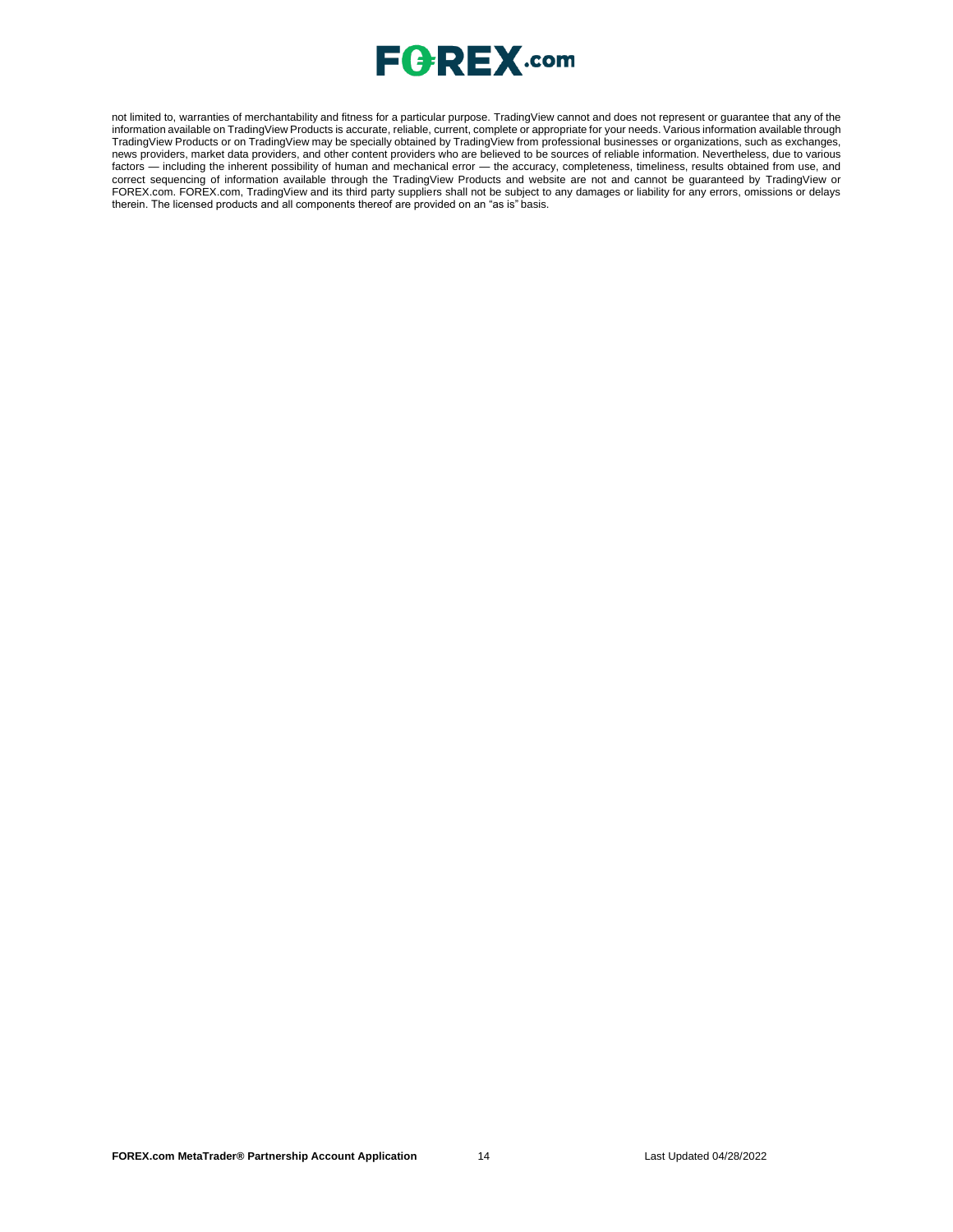not limited to, warranties of merchantability and fitness for a particular purpose. TradingView cannot and does not represent or guarantee that any of the information available on TradingView Products is accurate, reliable, current, complete or appropriate for your needs. Various information available through TradingView Products or on TradingView may be specially obtained by TradingView from professional businesses or organizations, such as exchanges, news providers, market data providers, and other content providers who are believed to be sources of reliable information. Nevertheless, due to various factors — including the inherent possibility of human and mechanical error — the accuracy, completeness, timeliness, results obtained from use, and correct sequencing of information available through the TradingView Products and website are not and cannot be guaranteed by TradingView or FOREX.com. FOREX.com, TradingView and its third party suppliers shall not be subject to any damages or liability for any errors, omissions or delays therein. The licensed products and all components thereof are provided on an "as is" basis.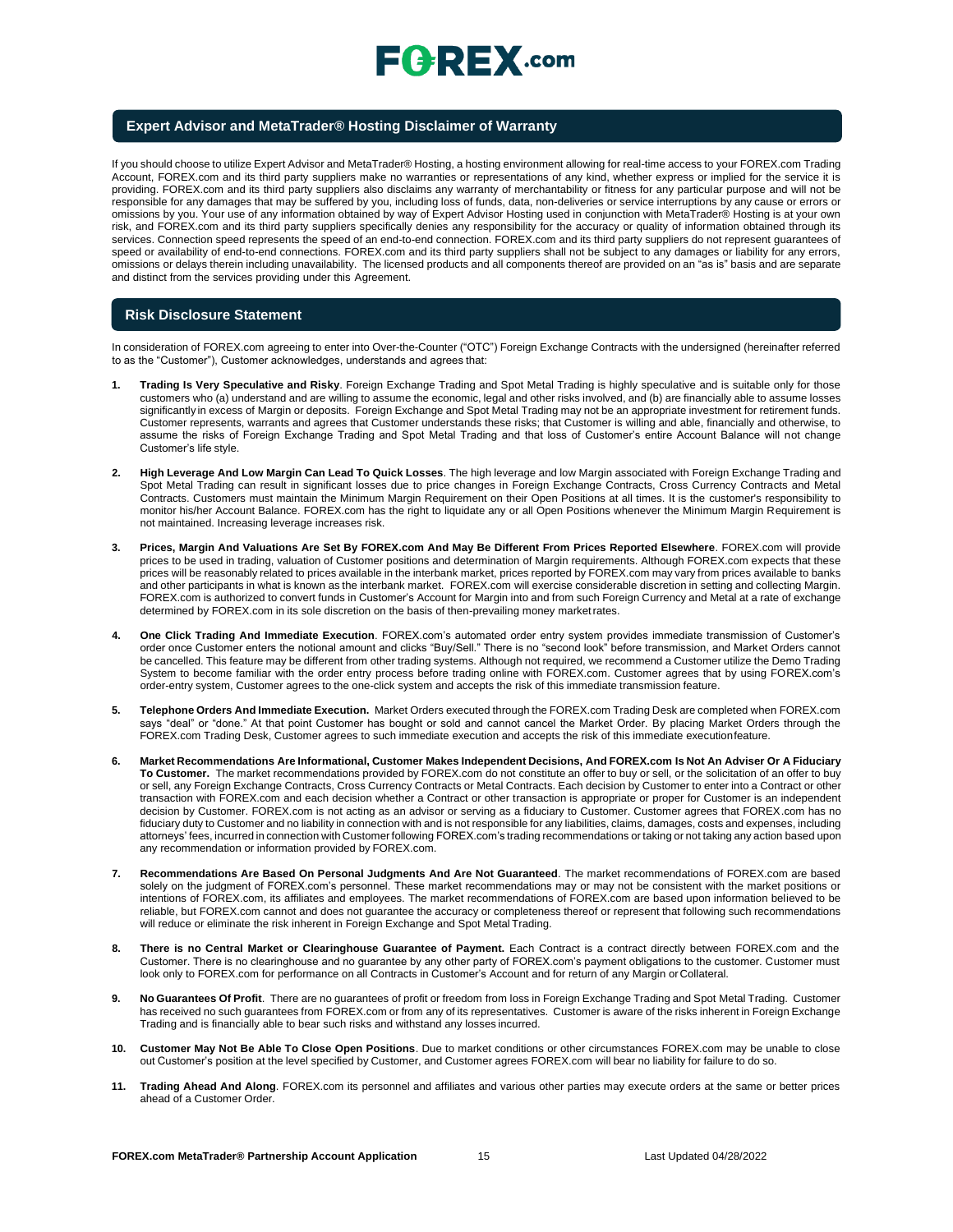## Expert Advisor and MetaTrader® Hosting Disclaimer of Warranty

If you should choose to utilize Expert Advisor and MetaTrader® Hosting, a hosting environment allowing for real-time access to your FOREX.com Trading Account, FOREX.com and its third party suppliers make no warranties or representations of any kind, whether express or implied for the service it is providing. FOREX.com and its third party suppliers also disclaims any warranty of merchantability or fitness for any particular purpose and will not be responsible for any damages that may be suffered by you, including loss of funds, data, non-deliveries or service interruptions by any cause or errors or omissions by you. Your use of any information obtained by way of Expert Advisor Hosting used in conjunction with MetaTrader® Hosting is at your own risk, and FOREX.com and its third party suppliers specifically denies any responsibility for the accuracy or quality of information obtained through its services. Connection speed represents the speed of an end-to-end connection. FOREX.com and its third party suppliers do not represent guarantees of speed or availability of end-to-end connections. FOREX.com and its third party suppliers shall not be subject to any damages or liability for any errors, omissions or delays therein including unavailability. The licensed products and all components thereof are provided on an "as is" basis and are separate and distinct from the services providing under this Agreement.

## Risk Disclosure Statement

In consideration of FOREX.com agreeing to enter into Over-the-Counter ("OTC") Foreign Exchange Contracts with the undersigned (hereinafter referred to as the "Customer"), Customer acknowledges, understands and agrees that:

1. **Trading Is Very Speculative and Risky**. Foreign Exchange Trading and Spot Metal Trading is highly speculative and is suitable only for those customers who (a) understand and are willing to assume the economic, legal and other risks involved, and (b) are financially able to assume losses significantly in excess of Margin or deposits. Foreign Exchange and Spot Metal Trading may not be an appropriate investment for retirement funds. Customer represents, warrants and agrees that Customer understands these risks; that Customer is willing and able, financially and otherwise, to assume the risks of Foreign Exchange Trading and Spot Metal Trading and that loss of Customer's entire Account Balance will not change Customer's life style.

2. **High Leverage And Low Margin Can Lead To Quick Losses**. The high leverage and low Margin associated with Foreign Exchange Trading and Spot Metal Trading can result in significant losses due to price changes in Foreign Exchange Contracts, Cross Currency Contracts and Metal Contracts. Customers must maintain the Minimum Margin Requirement on their Open Positions at all times. It is the customer's responsibility to monitor his/her Account Balance. FOREX.com has the right to liquidate any or all Open Positions whenever the Minimum Margin Requirement is not maintained. Increasing leverage increases risk.

3. **Prices, Margin And Valuations Are Set By FOREX.com And May Be Different From Prices Reported Elsewhere**. FOREX.com will provide prices to be used in trading, valuation of Customer positions and determination of Margin requirements. Although FOREX.com expects that these prices will be reasonably related to prices available in the interbank market, prices reported by FOREX.com may vary from prices available to banks and other participants in what is known as the interbank market. FOREX.com will exercise considerable discretion in setting and collecting Margin. FOREX.com is authorized to convert funds in Customer's Account for Margin into and from such Foreign Currency and Metal at a rate of exchange determined by FOREX.com in its sole discretion on the basis of then-prevailing money market rates.

4. **One Click Trading And Immediate Execution**. FOREX.com's automated order entry system provides immediate transmission of Customer's order once Customer enters the notional amount and clicks "Buy/Sell." There is no "second look" before transmission, and Market Orders cannot be cancelled. This feature may be different from other trading systems. Although not required, we recommend a Customer utilize the Demo Trading System to become familiar with the order entry process before trading online with FOREX.com. Customer agrees that by using FOREX.com's order-entry system, Customer agrees to the one-click system and accepts the risk of this immediate transmission feature.

5. **Telephone Orders And Immediate Execution.** Market Orders executed through the FOREX.com Trading Desk are completed when FOREX.com says "deal" or "done." At that point Customer has bought or sold and cannot cancel the Market Order. By placing Market Orders through the FOREX.com Trading Desk, Customer agrees to such immediate execution and accepts the risk of this immediate execution feature.

6. **Market Recommendations Are Informational, Customer Makes Independent Decisions, And FOREX.com Is Not An Adviser Or A Fiduciary To Customer.** The market recommendations provided by FOREX.com do not constitute an offer to buy or sell, or the solicitation of an offer to buy or sell, any Foreign Exchange Contracts, Cross Currency Contracts or Metal Contracts. Each decision by Customer to enter into a Contract or other transaction with FOREX.com and each decision whether a Contract or other transaction is appropriate or proper for Customer is an independent decision by Customer. FOREX.com is not acting as an advisor or serving as a fiduciary to Customer. Customer agrees that FOREX.com has no fiduciary duty to Customer and no liability in connection with and is not responsible for any liabilities, claims, damages, costs and expenses, including attorneys' fees, incurred in connection with Customer following FOREX.com's trading recommendations or taking or not taking any action based upon any recommendation or information provided by FOREX.com.

7. **Recommendations Are Based On Personal Judgments And Are Not Guaranteed**. The market recommendations of FOREX.com are based solely on the judgment of FOREX.com's personnel. These market recommendations may or may not be consistent with the market positions or intentions of FOREX.com, its affiliates and employees. The market recommendations of FOREX.com are based upon information believed to be reliable, but FOREX.com cannot and does not guarantee the accuracy or completeness thereof or represent that following such recommendations will reduce or eliminate the risk inherent in Foreign Exchange and Spot Metal Trading.

8. **There is no Central Market or Clearinghouse Guarantee of Payment.** Each Contract is a contract directly between FOREX.com and the Customer. There is no clearinghouse and no guarantee by any other party of FOREX.com's payment obligations to the customer. Customer must look only to FOREX.com for performance on all Contracts in Customer's Account and for return of any Margin or Collateral.

9. **No Guarantees Of Profit**. There are no guarantees of profit or freedom from loss in Foreign Exchange Trading and Spot Metal Trading. Customer has received no such guarantees from FOREX.com or from any of its representatives. Customer is aware of the risks inherent in Foreign Exchange Trading and is financially able to bear such risks and withstand any losses incurred.

10. **Customer May Not Be Able To Close Open Positions**. Due to market conditions or other circumstances FOREX.com may be unable to close out Customer's position at the level specified by Customer, and Customer agrees FOREX.com will bear no liability for failure to do so.

11. **Trading Ahead And Along**. FOREX.com its personnel and affiliates and various other parties may execute orders at the same or better prices ahead of a Customer Order.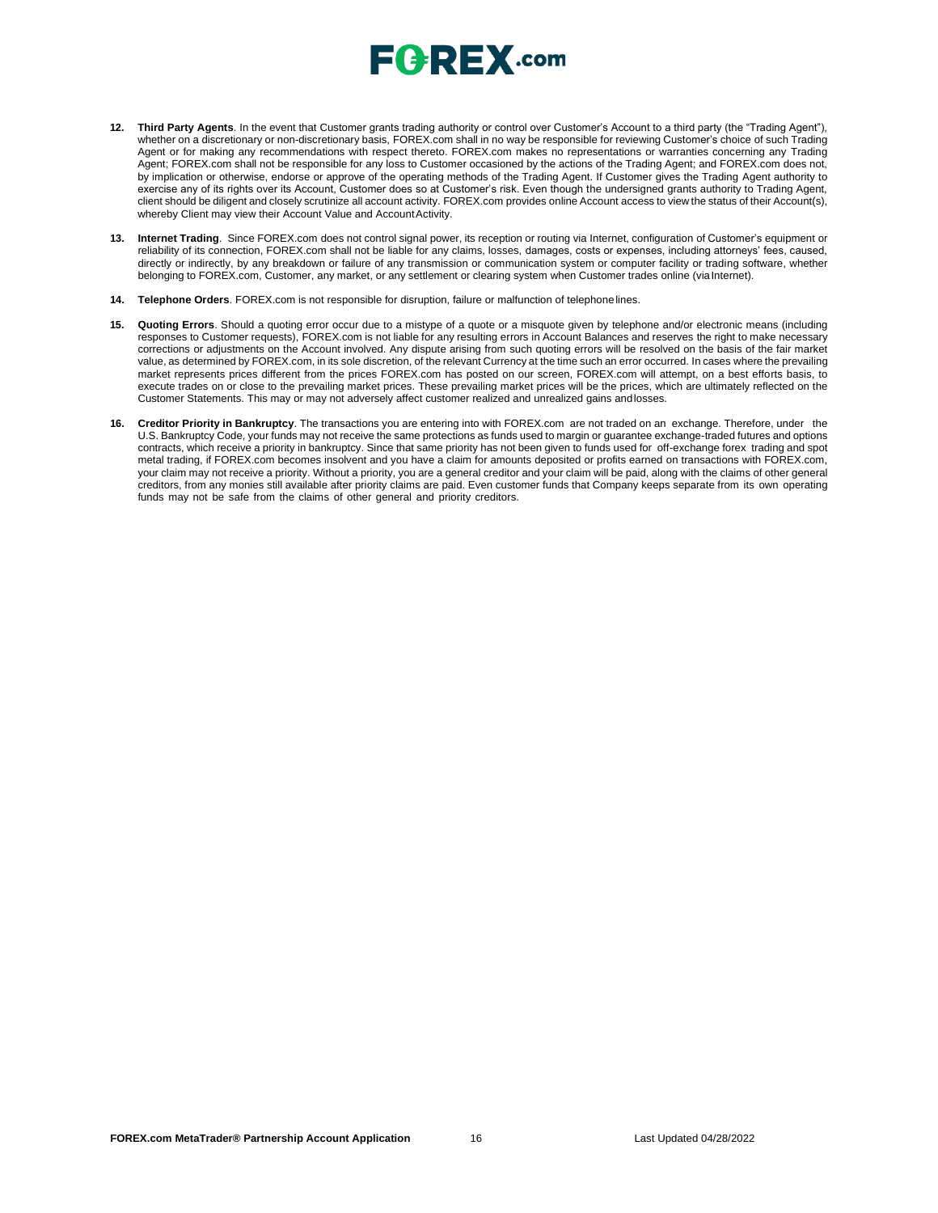12. **Third Party Agents**. In the event that Customer grants trading authority or control over Customer's Account to a third party (the "Trading Agent"), whether on a discretionary or non-discretionary basis, FOREX.com shall in no way be responsible for reviewing Customer's choice of such Trading Agent or for making any recommendations with respect thereto. FOREX.com makes no representations or warranties concerning any Trading Agent; FOREX.com shall not be responsible for any loss to Customer occasioned by the actions of the Trading Agent; and FOREX.com does not, by implication or otherwise, endorse or approve of the operating methods of the Trading Agent. If Customer gives the Trading Agent authority to exercise any of its rights over its Account, Customer does so at Customer's risk. Even though the undersigned grants authority to Trading Agent, client should be diligent and closely scrutinize all account activity. FOREX.com provides online Account access to view the status of their Account(s), whereby Client may view their Account Value and Account Activity.

13. **Internet Trading**. Since FOREX.com does not control signal power, its reception or routing via Internet, configuration of Customer's equipment or reliability of its connection, FOREX.com shall not be liable for any claims, losses, damages, costs or expenses, including attorneys' fees, caused, directly or indirectly, by any breakdown or failure of any transmission or communication system or computer facility or trading software, whether belonging to FOREX.com, Customer, any market, or any settlement or clearing system when Customer trades online (via Internet).

14. **Telephone Orders**. FOREX.com is not responsible for disruption, failure or malfunction of telephone lines.

15. **Quoting Errors**. Should a quoting error occur due to a mistype of a quote or a misquote given by telephone and/or electronic means (including responses to Customer requests), FOREX.com is not liable for any resulting errors in Account Balances and reserves the right to make necessary corrections or adjustments on the Account involved. Any dispute arising from such quoting errors will be resolved on the basis of the fair market value, as determined by FOREX.com, in its sole discretion, of the relevant Currency at the time such an error occurred. In cases where the prevailing market represents prices different from the prices FOREX.com has posted on our screen, FOREX.com will attempt, on a best efforts basis, to execute trades on or close to the prevailing market prices. These prevailing market prices will be the prices, which are ultimately reflected on the Customer Statements. This may or may not adversely affect customer realized and unrealized gains and losses.

16. **Creditor Priority in Bankruptcy**. The transactions you are entering into with FOREX.com are not traded on an exchange. Therefore, under the U.S. Bankruptcy Code, your funds may not receive the same protections as funds used to margin or guarantee exchange-traded futures and options contracts, which receive a priority in bankruptcy. Since that same priority has not been given to funds used for off-exchange forex trading and spot metal trading, if FOREX.com becomes insolvent and you have a claim for amounts deposited or profits earned on transactions with FOREX.com, your claim may not receive a priority. Without a priority, you are a general creditor and your claim will be paid, along with the claims of other general creditors, from any monies still available after priority claims are paid. Even customer funds that Company keeps separate from its own operating funds may not be safe from the claims of other general and priority creditors.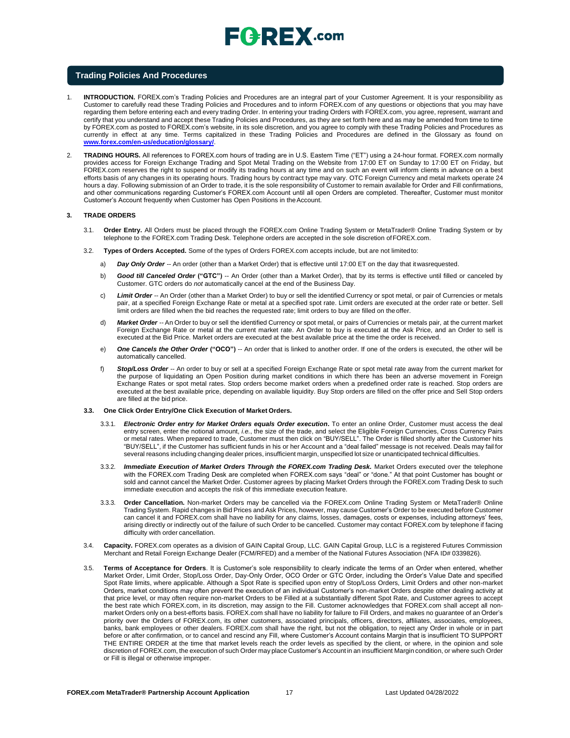## Trading Policies And Procedures

1. **INTRODUCTION.** FOREX.com's Trading Policies and Procedures are an integral part of your Customer Agreement. It is your responsibility as Customer to carefully read these Trading Policies and Procedures and to inform FOREX.com of any questions or objections that you may have regarding them before entering each and every trading Order. In entering your trading Orders with FOREX.com, you agree, represent, warrant and certify that you understand and accept these Trading Policies and Procedures, as they are set forth here and as may be amended from time to time by FOREX.com as posted to FOREX.com's website, in its sole discretion, and you agree to comply with these Trading Policies and Procedures as currently in effect at any time. Terms capitalized in these Trading Policies and Procedures are defined in the Glossary as found on **www.forex.com/en-us/education/glossary/**.

2. **TRADING HOURS.** All references to FOREX.com hours of trading are in U.S. Eastern Time ("ET") using a 24-hour format. FOREX.com normally provides access for Foreign Exchange Trading and Spot Metal Trading on the Website from 17:00 ET on Sunday to 17:00 ET on Friday, but FOREX.com reserves the right to suspend or modify its trading hours at any time and on such an event will inform clients in advance on a best efforts basis of any changes in its operating hours. Trading hours by contract type may vary. OTC Foreign Currency and metal markets operate 24 hours a day. Following submission of an Order to trade, it is the sole responsibility of Customer to remain available for Order and Fill confirmations, and other communications regarding Customer's FOREX.com Account until all open Orders are completed. Thereafter, Customer must monitor Customer's Account frequently when Customer has Open Positions in the Account.

3. **TRADE ORDERS**

   3.1. **Order Entry.** All Orders must be placed through the FOREX.com Online Trading System or MetaTrader® Online Trading System or by telephone to the FOREX.com Trading Desk. Telephone orders are accepted in the sole discretion of FOREX.com.

   3.2. **Types of Orders Accepted.** Some of the types of Orders FOREX.com accepts include, but are not limited to:

   a) ***Day Only Order*** -- An order (other than a Market Order) that is effective until 17:00 ET on the day that it was requested.

   b) ***Good till Canceled Order*** **("GTC")** -- An Order (other than a Market Order), that by its terms is effective until filled or canceled by Customer. GTC orders do *not* automatically cancel at the end of the Business Day.

   c) ***Limit Order*** -- An Order (other than a Market Order) to buy or sell the identified Currency or spot metal, or pair of Currencies or metals pair, at a specified Foreign Exchange Rate or metal at a specified spot rate. Limit orders are executed at the order rate or better. Sell limit orders are filled when the bid reaches the requested rate; limit orders to buy are filled on the offer.

   d) ***Market Order*** -- An Order to buy or sell the identified Currency or spot metal, or pairs of Currencies or metals pair, at the current market Foreign Exchange Rate or metal at the current market rate. An Order to buy is executed at the Ask Price, and an Order to sell is executed at the Bid Price. Market orders are executed at the best available price at the time the order is received.

   e) ***One Cancels the Other Order*** **("OCO")** -- An order that is linked to another order. If one of the orders is executed, the other will be automatically cancelled.

   f) ***Stop/Loss Order*** -- An order to buy or sell at a specified Foreign Exchange Rate or spot metal rate away from the current market for the purpose of liquidating an Open Position during market conditions in which there has been an adverse movement in Foreign Exchange Rates or spot metal rates. Stop orders become market orders when a predefined order rate is reached. Stop orders are executed at the best available price, depending on available liquidity. Buy Stop orders are filled on the offer price and Sell Stop orders are filled at the bid price.

   **3.3. One Click Order Entry/One Click Execution of Market Orders.**

   3.3.1. ***Electronic Order entry for Market Orders equals Order execution*****.** To enter an online Order, Customer must access the deal entry screen, enter the notional amount, *i.e.*, the size of the trade, and select the Eligible Foreign Currencies, Cross Currency Pairs or metal rates. When prepared to trade, Customer must then click on "BUY/SELL". The Order is filled shortly after the Customer hits "BUY/SELL", if the Customer has sufficient funds in his or her Account and a "deal failed" message is not received. Deals may fail for several reasons including changing dealer prices, insufficient margin, unspecified lot size or unanticipated technical difficulties.

   3.3.2. ***Immediate Execution of Market Orders Through the FOREX.com Trading Desk.*** Market Orders executed over the telephone with the FOREX.com Trading Desk are completed when FOREX.com says "deal" or "done." At that point Customer has bought or sold and cannot cancel the Market Order. Customer agrees by placing Market Orders through the FOREX.com Trading Desk to such immediate execution and accepts the risk of this immediate execution feature.

   3.3.3. **Order Cancellation.** Non-market Orders may be cancelled via the FOREX.com Online Trading System or MetaTrader® Online Trading System. Rapid changes in Bid Prices and Ask Prices, however, may cause Customer's Order to be executed before Customer can cancel it and FOREX.com shall have no liability for any claims, losses, damages, costs or expenses, including attorneys' fees, arising directly or indirectly out of the failure of such Order to be cancelled. Customer may contact FOREX.com by telephone if facing difficulty with order cancellation.

   3.4. **Capacity.** FOREX.com operates as a division of GAIN Capital Group, LLC. GAIN Capital Group, LLC is a registered Futures Commission Merchant and Retail Foreign Exchange Dealer (FCM/RFED) and a member of the National Futures Association (NFA ID# 0339826).

   3.5. **Terms of Acceptance for Orders**. It is Customer's sole responsibility to clearly indicate the terms of an Order when entered, whether Market Order, Limit Order, Stop/Loss Order, Day-Only Order, OCO Order or GTC Order, including the Order's Value Date and specified Spot Rate limits, where applicable. Although a Spot Rate is specified upon entry of Stop/Loss Orders, Limit Orders and other non-market Orders, market conditions may often prevent the execution of an individual Customer's non-market Orders despite other dealing activity at that price level, or may often require non-market Orders to be Filled at a substantially different Spot Rate, and Customer agrees to accept the best rate which FOREX.com, in its discretion, may assign to the Fill. Customer acknowledges that FOREX.com shall accept all non-market Orders only on a best-efforts basis. FOREX.com shall have no liability for failure to Fill Orders, and makes no guarantee of an Order's priority over the Orders of FOREX.com, its other customers, associated principals, officers, directors, affiliates, associates, employees, banks, bank employees or other dealers. FOREX.com shall have the right, but not the obligation, to reject any Order in whole or in part before or after confirmation, or to cancel and rescind any Fill, where Customer's Account contains Margin that is insufficient TO SUPPORT THE ENTIRE ORDER at the time that market levels reach the order levels as specified by the client, or where, in the opinion and sole discretion of FOREX.com, the execution of such Order may place Customer's Account in an insufficient Margin condition, or where such Order or Fill is illegal or otherwise improper.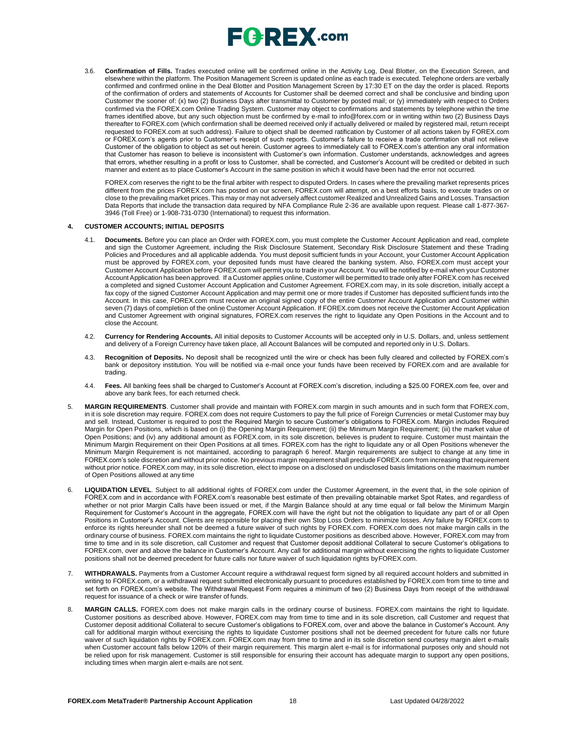3.6. **Confirmation of Fills.** Trades executed online will be confirmed online in the Activity Log, Deal Blotter, on the Execution Screen, and elsewhere within the platform. The Position Management Screen is updated online as each trade is executed. Telephone orders are verbally confirmed and confirmed online in the Deal Blotter and Position Management Screen by 17:30 ET on the day the order is placed. Reports of the confirmation of orders and statements of Accounts for Customer shall be deemed correct and shall be conclusive and binding upon Customer the sooner of: (x) two (2) Business Days after transmittal to Customer by posted mail; or (y) immediately with respect to Orders confirmed via the FOREX.com Online Trading System. Customer may object to confirmations and statements by telephone within the time frames identified above, but any such objection must be confirmed by e-mail to info@forex.com or in writing within two (2) Business Days thereafter to FOREX.com (which confirmation shall be deemed received only if actually delivered or mailed by registered mail, return receipt requested to FOREX.com at such address). Failure to object shall be deemed ratification by Customer of all actions taken by FOREX.com or FOREX.com's agents prior to Customer's receipt of such reports. Customer's failure to receive a trade confirmation shall not relieve Customer of the obligation to object as set out herein. Customer agrees to immediately call to FOREX.com's attention any oral information that Customer has reason to believe is inconsistent with Customer's own information. Customer understands, acknowledges and agrees that errors, whether resulting in a profit or loss to Customer, shall be corrected, and Customer's Account will be credited or debited in such manner and extent as to place Customer's Account in the same position in which it would have been had the error not occurred.

FOREX.com reserves the right to be the final arbiter with respect to disputed Orders. In cases where the prevailing market represents prices different from the prices FOREX.com has posted on our screen, FOREX.com will attempt, on a best efforts basis, to execute trades on or close to the prevailing market prices. This may or may not adversely affect customer Realized and Unrealized Gains and Losses. Transaction Data Reports that include the transaction data required by NFA Compliance Rule 2-36 are available upon request. Please call 1-877-367-3946 (Toll Free) or 1-908-731-0730 (International) to request this information.

## 4. CUSTOMER ACCOUNTS; INITIAL DEPOSITS

4.1. **Documents.** Before you can place an Order with FOREX.com, you must complete the Customer Account Application and read, complete and sign the Customer Agreement, including the Risk Disclosure Statement, Secondary Risk Disclosure Statement and these Trading Policies and Procedures and all applicable addenda. You must deposit sufficient funds in your Account, your Customer Account Application must be approved by FOREX.com, your deposited funds must have cleared the banking system. Also, FOREX.com must accept your Customer Account Application before FOREX.com will permit you to trade in your Account. You will be notified by e-mail when your Customer Account Application has been approved. If a Customer applies online, Customer will be permitted to trade only after FOREX.com has received a completed and signed Customer Account Application and Customer Agreement. FOREX.com may, in its sole discretion, initially accept a fax copy of the signed Customer Account Application and may permit one or more trades if Customer has deposited sufficient funds into the Account. In this case, FOREX.com must receive an original signed copy of the entire Customer Account Application and Customer within seven (7) days of completion of the online Customer Account Application. If FOREX.com does not receive the Customer Account Application and Customer Agreement with original signatures, FOREX.com reserves the right to liquidate any Open Positions in the Account and to close the Account.

4.2. **Currency for Rendering Accounts.** All initial deposits to Customer Accounts will be accepted only in U.S. Dollars, and, unless settlement and delivery of a Foreign Currency have taken place, all Account Balances will be computed and reported only in U.S. Dollars.

4.3. **Recognition of Deposits.** No deposit shall be recognized until the wire or check has been fully cleared and collected by FOREX.com's bank or depository institution. You will be notified via e-mail once your funds have been received by FOREX.com and are available for trading.

4.4. **Fees.** All banking fees shall be charged to Customer's Account at FOREX.com's discretion, including a $25.00 FOREX.com fee, over and above any bank fees, for each returned check.

5. **MARGIN REQUIREMENTS**. Customer shall provide and maintain with FOREX.com margin in such amounts and in such form that FOREX.com, in it is sole discretion may require. FOREX.com does not require Customers to pay the full price of Foreign Currencies or metal Customer may buy and sell. Instead, Customer is required to post the Required Margin to secure Customer's obligations to FOREX.com. Margin includes Required Margin for Open Positions, which is based on (i) the Opening Margin Requirement; (ii) the Minimum Margin Requirement; (iii) the market value of Open Positions; and (iv) any additional amount as FOREX.com, in its sole discretion, believes is prudent to require. Customer must maintain the Minimum Margin Requirement on their Open Positions at all times. FOREX.com has the right to liquidate any or all Open Positions whenever the Minimum Margin Requirement is not maintained, according to paragraph 6 hereof. Margin requirements are subject to change at any time in FOREX.com's sole discretion and without prior notice. No previous margin requirement shall preclude FOREX.com from increasing that requirement without prior notice. FOREX.com may, in its sole discretion, elect to impose on a disclosed on undisclosed basis limitations on the maximum number of Open Positions allowed at any time

6. **LIQUIDATION LEVEL**. Subject to all additional rights of FOREX.com under the Customer Agreement, in the event that, in the sole opinion of FOREX.com and in accordance with FOREX.com's reasonable best estimate of then prevailing obtainable market Spot Rates, and regardless of whether or not prior Margin Calls have been issued or met, if the Margin Balance should at any time equal or fall below the Minimum Margin Requirement for Customer's Account in the aggregate, FOREX.com will have the right but not the obligation to liquidate any part of or all Open Positions in Customer's Account. Clients are responsible for placing their own Stop Loss Orders to minimize losses. Any failure by FOREX.com to enforce its rights hereunder shall not be deemed a future waiver of such rights by FOREX.com. FOREX.com does not make margin calls in the ordinary course of business. FOREX.com maintains the right to liquidate Customer positions as described above. However, FOREX.com may from time to time and in its sole discretion, call Customer and request that Customer deposit additional Collateral to secure Customer's obligations to FOREX.com, over and above the balance in Customer's Account. Any call for additional margin without exercising the rights to liquidate Customer positions shall not be deemed precedent for future calls nor future waiver of such liquidation rights by FOREX.com.

7. **WITHDRAWALS.** Payments from a Customer Account require a withdrawal request form signed by all required account holders and submitted in writing to FOREX.com, or a withdrawal request submitted electronically pursuant to procedures established by FOREX.com from time to time and set forth on FOREX.com's website. The Withdrawal Request Form requires a minimum of two (2) Business Days from receipt of the withdrawal request for issuance of a check or wire transfer of funds.

8. **MARGIN CALLS.** FOREX.com does not make margin calls in the ordinary course of business. FOREX.com maintains the right to liquidate. Customer positions as described above. However, FOREX.com may from time to time and in its sole discretion, call Customer and request that Customer deposit additional Collateral to secure Customer's obligations to FOREX.com, over and above the balance in Customer's Account. Any call for additional margin without exercising the rights to liquidate Customer positions shall not be deemed precedent for future calls nor future waiver of such liquidation rights by FOREX.com. FOREX.com may from time to time and in its sole discretion send courtesy margin alert e-mails when Customer account falls below 120% of their margin requirement. This margin alert e-mail is for informational purposes only and should not be relied upon for risk management. Customer is still responsible for ensuring their account has adequate margin to support any open positions, including times when margin alert e-mails are not sent.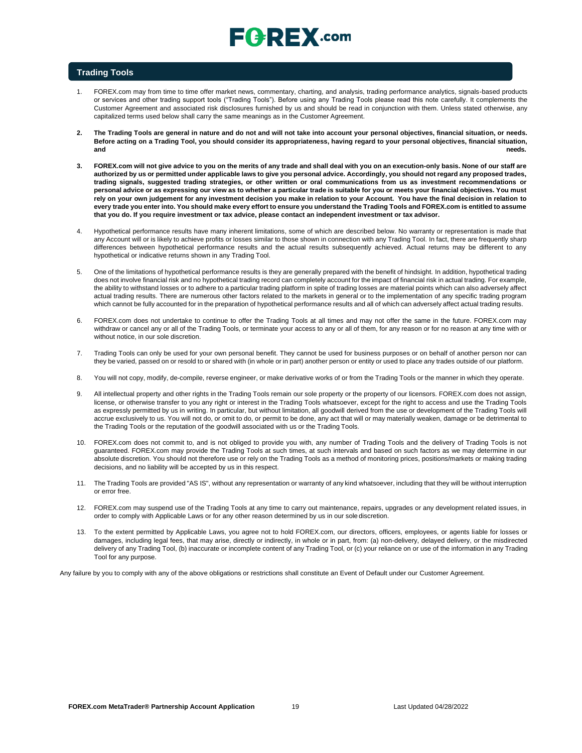## Trading Tools

1. FOREX.com may from time to time offer market news, commentary, charting, and analysis, trading performance analytics, signals-based products or services and other trading support tools ("Trading Tools"). Before using any Trading Tools please read this note carefully. It complements the Customer Agreement and associated risk disclosures furnished by us and should be read in conjunction with them. Unless stated otherwise, any capitalized terms used below shall carry the same meanings as in the Customer Agreement.

2. **The Trading Tools are general in nature and do not and will not take into account your personal objectives, financial situation, or needs. Before acting on a Trading Tool, you should consider its appropriateness, having regard to your personal objectives, financial situation, and needs.**

3. **FOREX.com will not give advice to you on the merits of any trade and shall deal with you on an execution-only basis. None of our staff are authorized by us or permitted under applicable laws to give you personal advice. Accordingly, you should not regard any proposed trades, trading signals, suggested trading strategies, or other written or oral communications from us as investment recommendations or personal advice or as expressing our view as to whether a particular trade is suitable for you or meets your financial objectives. You must rely on your own judgement for any investment decision you make in relation to your Account. You have the final decision in relation to every trade you enter into. You should make every effort to ensure you understand the Trading Tools and FOREX.com is entitled to assume that you do. If you require investment or tax advice, please contact an independent investment or tax advisor.**

4. Hypothetical performance results have many inherent limitations, some of which are described below. No warranty or representation is made that any Account will or is likely to achieve profits or losses similar to those shown in connection with any Trading Tool. In fact, there are frequently sharp differences between hypothetical performance results and the actual results subsequently achieved. Actual returns may be different to any hypothetical or indicative returns shown in any Trading Tool.

5. One of the limitations of hypothetical performance results is they are generally prepared with the benefit of hindsight. In addition, hypothetical trading does not involve financial risk and no hypothetical trading record can completely account for the impact of financial risk in actual trading. For example, the ability to withstand losses or to adhere to a particular trading platform in spite of trading losses are material points which can also adversely affect actual trading results. There are numerous other factors related to the markets in general or to the implementation of any specific trading program which cannot be fully accounted for in the preparation of hypothetical performance results and all of which can adversely affect actual trading results.

6. FOREX.com does not undertake to continue to offer the Trading Tools at all times and may not offer the same in the future. FOREX.com may withdraw or cancel any or all of the Trading Tools, or terminate your access to any or all of them, for any reason or for no reason at any time with or without notice, in our sole discretion.

7. Trading Tools can only be used for your own personal benefit. They cannot be used for business purposes or on behalf of another person nor can they be varied, passed on or resold to or shared with (in whole or in part) another person or entity or used to place any trades outside of our platform.

8. You will not copy, modify, de-compile, reverse engineer, or make derivative works of or from the Trading Tools or the manner in which they operate.

9. All intellectual property and other rights in the Trading Tools remain our sole property or the property of our licensors. FOREX.com does not assign, license, or otherwise transfer to you any right or interest in the Trading Tools whatsoever, except for the right to access and use the Trading Tools as expressly permitted by us in writing. In particular, but without limitation, all goodwill derived from the use or development of the Trading Tools will accrue exclusively to us. You will not do, or omit to do, or permit to be done, any act that will or may materially weaken, damage or be detrimental to the Trading Tools or the reputation of the goodwill associated with us or the Trading Tools.

10. FOREX.com does not commit to, and is not obliged to provide you with, any number of Trading Tools and the delivery of Trading Tools is not guaranteed. FOREX.com may provide the Trading Tools at such times, at such intervals and based on such factors as we may determine in our absolute discretion. You should not therefore use or rely on the Trading Tools as a method of monitoring prices, positions/markets or making trading decisions, and no liability will be accepted by us in this respect.

11. The Trading Tools are provided "AS IS", without any representation or warranty of any kind whatsoever, including that they will be without interruption or error free.

12. FOREX.com may suspend use of the Trading Tools at any time to carry out maintenance, repairs, upgrades or any development related issues, in order to comply with Applicable Laws or for any other reason determined by us in our sole discretion.

13. To the extent permitted by Applicable Laws, you agree not to hold FOREX.com, our directors, officers, employees, or agents liable for losses or damages, including legal fees, that may arise, directly or indirectly, in whole or in part, from: (a) non-delivery, delayed delivery, or the misdirected delivery of any Trading Tool, (b) inaccurate or incomplete content of any Trading Tool, or (c) your reliance on or use of the information in any Trading Tool for any purpose.

Any failure by you to comply with any of the above obligations or restrictions shall constitute an Event of Default under our Customer Agreement.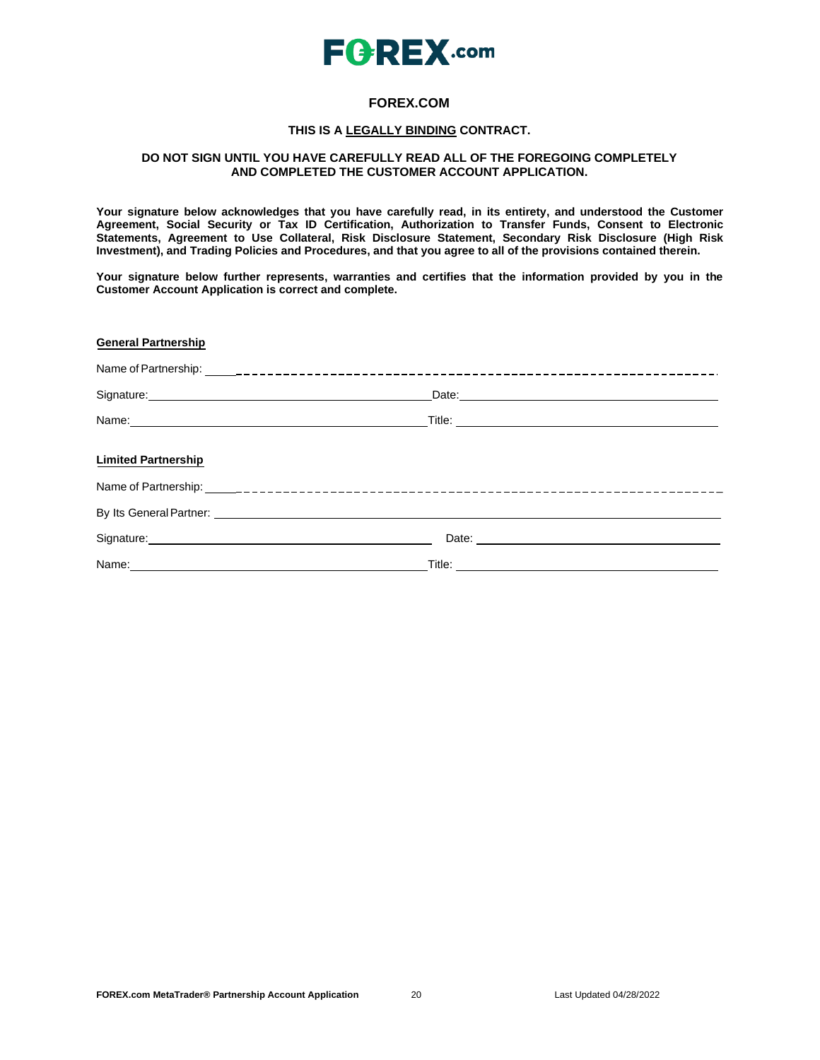## FOREX.COM

**THIS IS A LEGALLY BINDING CONTRACT.**

**DO NOT SIGN UNTIL YOU HAVE CAREFULLY READ ALL OF THE FOREGOING COMPLETELY AND COMPLETED THE CUSTOMER ACCOUNT APPLICATION.**

**Your signature below acknowledges that you have carefully read, in its entirety, and understood the Customer Agreement, Social Security or Tax ID Certification, Authorization to Transfer Funds, Consent to Electronic Statements, Agreement to Use Collateral, Risk Disclosure Statement, Secondary Risk Disclosure (High Risk Investment), and Trading Policies and Procedures, and that you agree to all of the provisions contained therein.**

**Your signature below further represents, warrants and certifies that the information provided by you in the Customer Account Application is correct and complete.**

**General Partnership**

Name of Partnership: ______________________________________________

Signature: ______________________ Date: ______________________

Name: ______________________ Title: ______________________

**Limited Partnership**

Name of Partnership: ______________________________________________

By Its General Partner: ______________________________________________

Signature: ______________________ Date: ______________________

Name: ______________________ Title: ______________________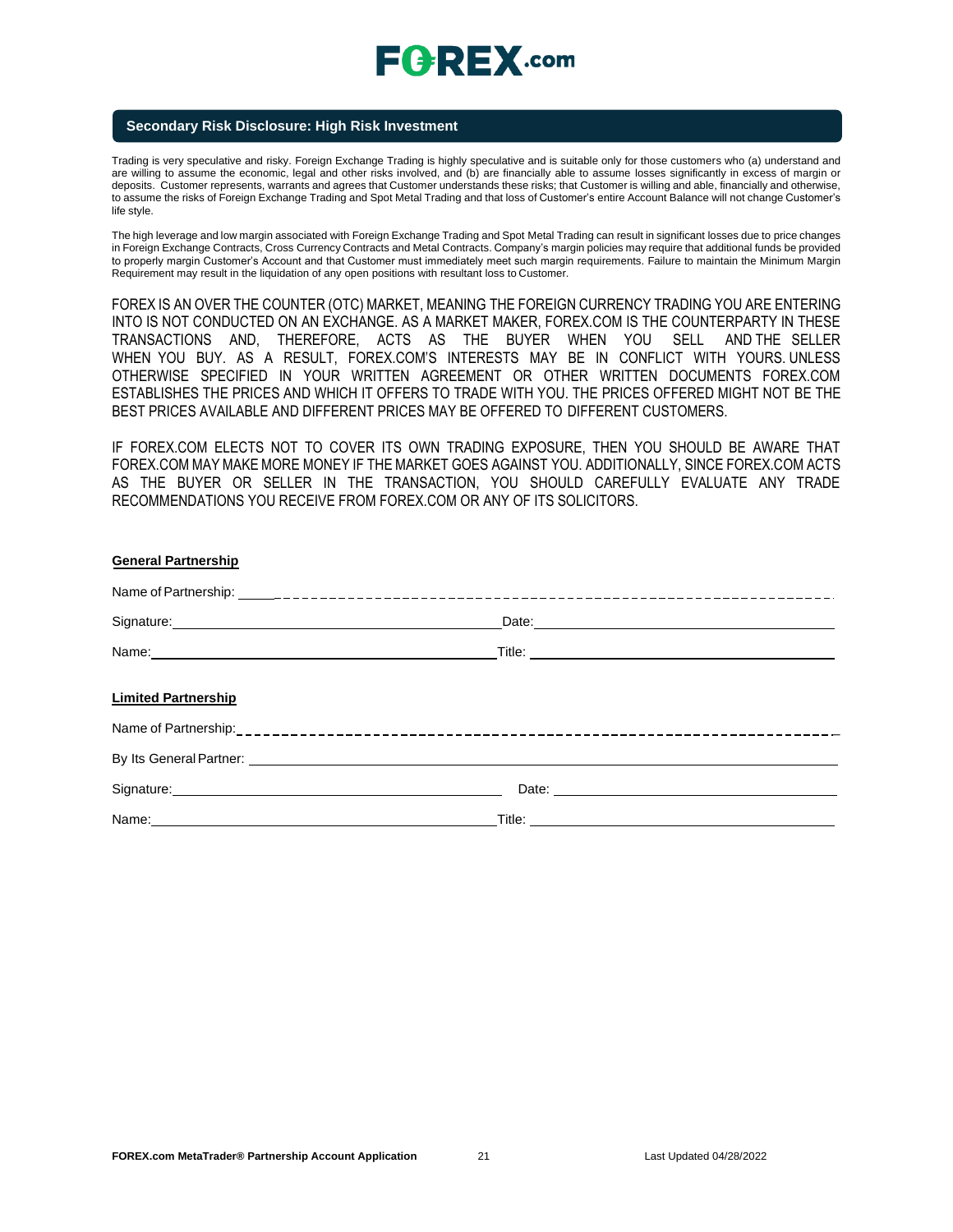## Secondary Risk Disclosure: High Risk Investment

Trading is very speculative and risky. Foreign Exchange Trading is highly speculative and is suitable only for those customers who (a) understand and are willing to assume the economic, legal and other risks involved, and (b) are financially able to assume losses significantly in excess of margin or deposits. Customer represents, warrants and agrees that Customer understands these risks; that Customer is willing and able, financially and otherwise, to assume the risks of Foreign Exchange Trading and Spot Metal Trading and that loss of Customer's entire Account Balance will not change Customer's life style.

The high leverage and low margin associated with Foreign Exchange Trading and Spot Metal Trading can result in significant losses due to price changes in Foreign Exchange Contracts, Cross Currency Contracts and Metal Contracts. Company's margin policies may require that additional funds be provided to properly margin Customer's Account and that Customer must immediately meet such margin requirements. Failure to maintain the Minimum Margin Requirement may result in the liquidation of any open positions with resultant loss to Customer.

FOREX IS AN OVER THE COUNTER (OTC) MARKET, MEANING THE FOREIGN CURRENCY TRADING YOU ARE ENTERING INTO IS NOT CONDUCTED ON AN EXCHANGE. AS A MARKET MAKER, FOREX.COM IS THE COUNTERPARTY IN THESE TRANSACTIONS AND, THEREFORE, ACTS AS THE BUYER WHEN YOU SELL AND THE SELLER WHEN YOU BUY. AS A RESULT, FOREX.COM'S INTERESTS MAY BE IN CONFLICT WITH YOURS. UNLESS OTHERWISE SPECIFIED IN YOUR WRITTEN AGREEMENT OR OTHER WRITTEN DOCUMENTS FOREX.COM ESTABLISHES THE PRICES AND WHICH IT OFFERS TO TRADE WITH YOU. THE PRICES OFFERED MIGHT NOT BE THE BEST PRICES AVAILABLE AND DIFFERENT PRICES MAY BE OFFERED TO DIFFERENT CUSTOMERS.

IF FOREX.COM ELECTS NOT TO COVER ITS OWN TRADING EXPOSURE, THEN YOU SHOULD BE AWARE THAT FOREX.COM MAY MAKE MORE MONEY IF THE MARKET GOES AGAINST YOU. ADDITIONALLY, SINCE FOREX.COM ACTS AS THE BUYER OR SELLER IN THE TRANSACTION, YOU SHOULD CAREFULLY EVALUATE ANY TRADE RECOMMENDATIONS YOU RECEIVE FROM FOREX.COM OR ANY OF ITS SOLICITORS.

**General Partnership**

Name of Partnership: ____________________________________________

Signature: ______________________ Date: ______________________

Name: ______________________ Title: ______________________

**Limited Partnership**

Name of Partnership: ____________________________________________

By Its General Partner: ____________________________________________

Signature: ______________________ Date: ______________________

Name: ______________________ Title: ______________________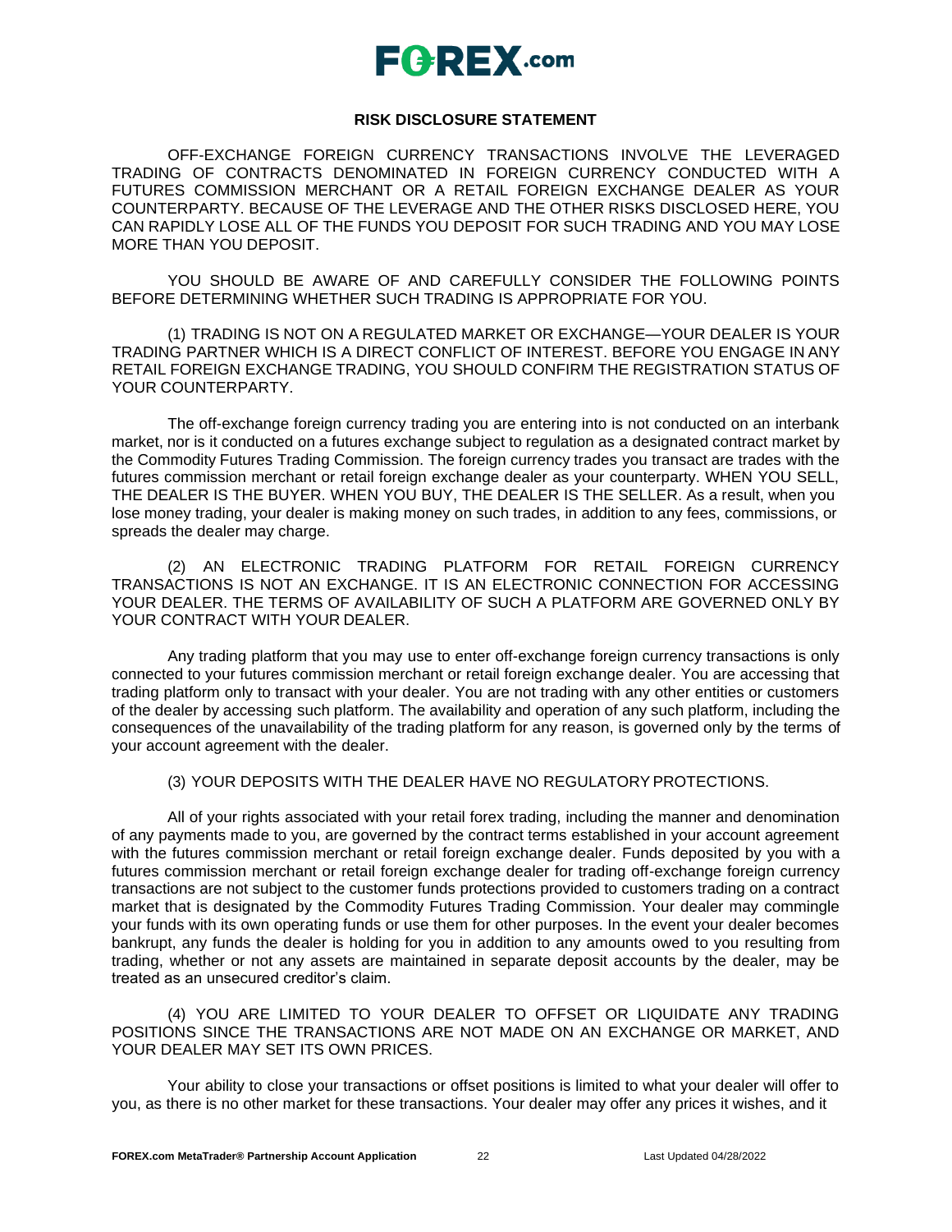## RISK DISCLOSURE STATEMENT

OFF-EXCHANGE FOREIGN CURRENCY TRANSACTIONS INVOLVE THE LEVERAGED TRADING OF CONTRACTS DENOMINATED IN FOREIGN CURRENCY CONDUCTED WITH A FUTURES COMMISSION MERCHANT OR A RETAIL FOREIGN EXCHANGE DEALER AS YOUR COUNTERPARTY. BECAUSE OF THE LEVERAGE AND THE OTHER RISKS DISCLOSED HERE, YOU CAN RAPIDLY LOSE ALL OF THE FUNDS YOU DEPOSIT FOR SUCH TRADING AND YOU MAY LOSE MORE THAN YOU DEPOSIT.

YOU SHOULD BE AWARE OF AND CAREFULLY CONSIDER THE FOLLOWING POINTS BEFORE DETERMINING WHETHER SUCH TRADING IS APPROPRIATE FOR YOU.

(1) TRADING IS NOT ON A REGULATED MARKET OR EXCHANGE—YOUR DEALER IS YOUR TRADING PARTNER WHICH IS A DIRECT CONFLICT OF INTEREST. BEFORE YOU ENGAGE IN ANY RETAIL FOREIGN EXCHANGE TRADING, YOU SHOULD CONFIRM THE REGISTRATION STATUS OF YOUR COUNTERPARTY.

The off-exchange foreign currency trading you are entering into is not conducted on an interbank market, nor is it conducted on a futures exchange subject to regulation as a designated contract market by the Commodity Futures Trading Commission. The foreign currency trades you transact are trades with the futures commission merchant or retail foreign exchange dealer as your counterparty. WHEN YOU SELL, THE DEALER IS THE BUYER. WHEN YOU BUY, THE DEALER IS THE SELLER. As a result, when you lose money trading, your dealer is making money on such trades, in addition to any fees, commissions, or spreads the dealer may charge.

(2) AN ELECTRONIC TRADING PLATFORM FOR RETAIL FOREIGN CURRENCY TRANSACTIONS IS NOT AN EXCHANGE. IT IS AN ELECTRONIC CONNECTION FOR ACCESSING YOUR DEALER. THE TERMS OF AVAILABILITY OF SUCH A PLATFORM ARE GOVERNED ONLY BY YOUR CONTRACT WITH YOUR DEALER.

Any trading platform that you may use to enter off-exchange foreign currency transactions is only connected to your futures commission merchant or retail foreign exchange dealer. You are accessing that trading platform only to transact with your dealer. You are not trading with any other entities or customers of the dealer by accessing such platform. The availability and operation of any such platform, including the consequences of the unavailability of the trading platform for any reason, is governed only by the terms of your account agreement with the dealer.

(3) YOUR DEPOSITS WITH THE DEALER HAVE NO REGULATORY PROTECTIONS.

All of your rights associated with your retail forex trading, including the manner and denomination of any payments made to you, are governed by the contract terms established in your account agreement with the futures commission merchant or retail foreign exchange dealer. Funds deposited by you with a futures commission merchant or retail foreign exchange dealer for trading off-exchange foreign currency transactions are not subject to the customer funds protections provided to customers trading on a contract market that is designated by the Commodity Futures Trading Commission. Your dealer may commingle your funds with its own operating funds or use them for other purposes. In the event your dealer becomes bankrupt, any funds the dealer is holding for you in addition to any amounts owed to you resulting from trading, whether or not any assets are maintained in separate deposit accounts by the dealer, may be treated as an unsecured creditor's claim.

(4) YOU ARE LIMITED TO YOUR DEALER TO OFFSET OR LIQUIDATE ANY TRADING POSITIONS SINCE THE TRANSACTIONS ARE NOT MADE ON AN EXCHANGE OR MARKET, AND YOUR DEALER MAY SET ITS OWN PRICES.

Your ability to close your transactions or offset positions is limited to what your dealer will offer to you, as there is no other market for these transactions. Your dealer may offer any prices it wishes, and it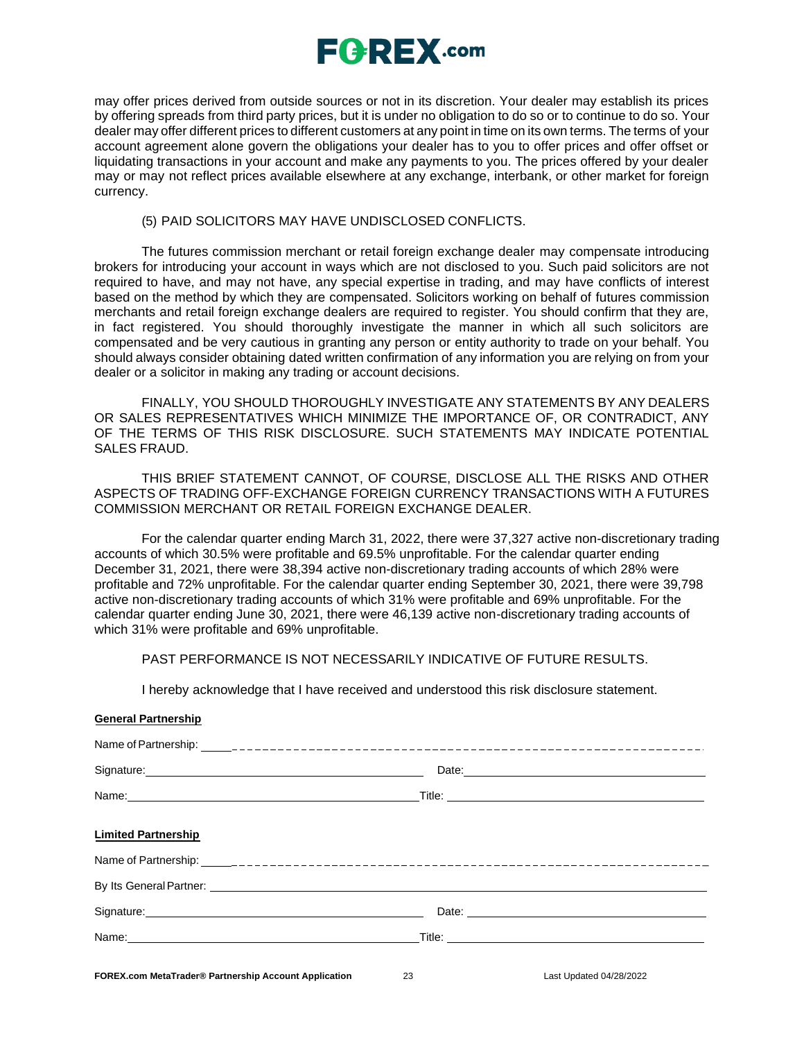may offer prices derived from outside sources or not in its discretion. Your dealer may establish its prices by offering spreads from third party prices, but it is under no obligation to do so or to continue to do so. Your dealer may offer different prices to different customers at any point in time on its own terms. The terms of your account agreement alone govern the obligations your dealer has to you to offer prices and offer offset or liquidating transactions in your account and make any payments to you. The prices offered by your dealer may or may not reflect prices available elsewhere at any exchange, interbank, or other market for foreign currency.

(5) PAID SOLICITORS MAY HAVE UNDISCLOSED CONFLICTS.

The futures commission merchant or retail foreign exchange dealer may compensate introducing brokers for introducing your account in ways which are not disclosed to you. Such paid solicitors are not required to have, and may not have, any special expertise in trading, and may have conflicts of interest based on the method by which they are compensated. Solicitors working on behalf of futures commission merchants and retail foreign exchange dealers are required to register. You should confirm that they are, in fact registered. You should thoroughly investigate the manner in which all such solicitors are compensated and be very cautious in granting any person or entity authority to trade on your behalf. You should always consider obtaining dated written confirmation of any information you are relying on from your dealer or a solicitor in making any trading or account decisions.

FINALLY, YOU SHOULD THOROUGHLY INVESTIGATE ANY STATEMENTS BY ANY DEALERS OR SALES REPRESENTATIVES WHICH MINIMIZE THE IMPORTANCE OF, OR CONTRADICT, ANY OF THE TERMS OF THIS RISK DISCLOSURE. SUCH STATEMENTS MAY INDICATE POTENTIAL SALES FRAUD.

THIS BRIEF STATEMENT CANNOT, OF COURSE, DISCLOSE ALL THE RISKS AND OTHER ASPECTS OF TRADING OFF-EXCHANGE FOREIGN CURRENCY TRANSACTIONS WITH A FUTURES COMMISSION MERCHANT OR RETAIL FOREIGN EXCHANGE DEALER.

For the calendar quarter ending March 31, 2022, there were 37,327 active non-discretionary trading accounts of which 30.5% were profitable and 69.5% unprofitable. For the calendar quarter ending December 31, 2021, there were 38,394 active non-discretionary trading accounts of which 28% were profitable and 72% unprofitable. For the calendar quarter ending September 30, 2021, there were 39,798 active non-discretionary trading accounts of which 31% were profitable and 69% unprofitable. For the calendar quarter ending June 30, 2021, there were 46,139 active non-discretionary trading accounts of which 31% were profitable and 69% unprofitable.

PAST PERFORMANCE IS NOT NECESSARILY INDICATIVE OF FUTURE RESULTS.

I hereby acknowledge that I have received and understood this risk disclosure statement.

**General Partnership**

Name of Partnership: ______________________________

Signature: ______________________ Date: ______________________

Name: ______________________ Title: ______________________

**Limited Partnership**

Name of Partnership: ______________________________

By Its General Partner: ______________________________

Signature: ______________________ Date: ______________________

Name: ______________________ Title: ______________________